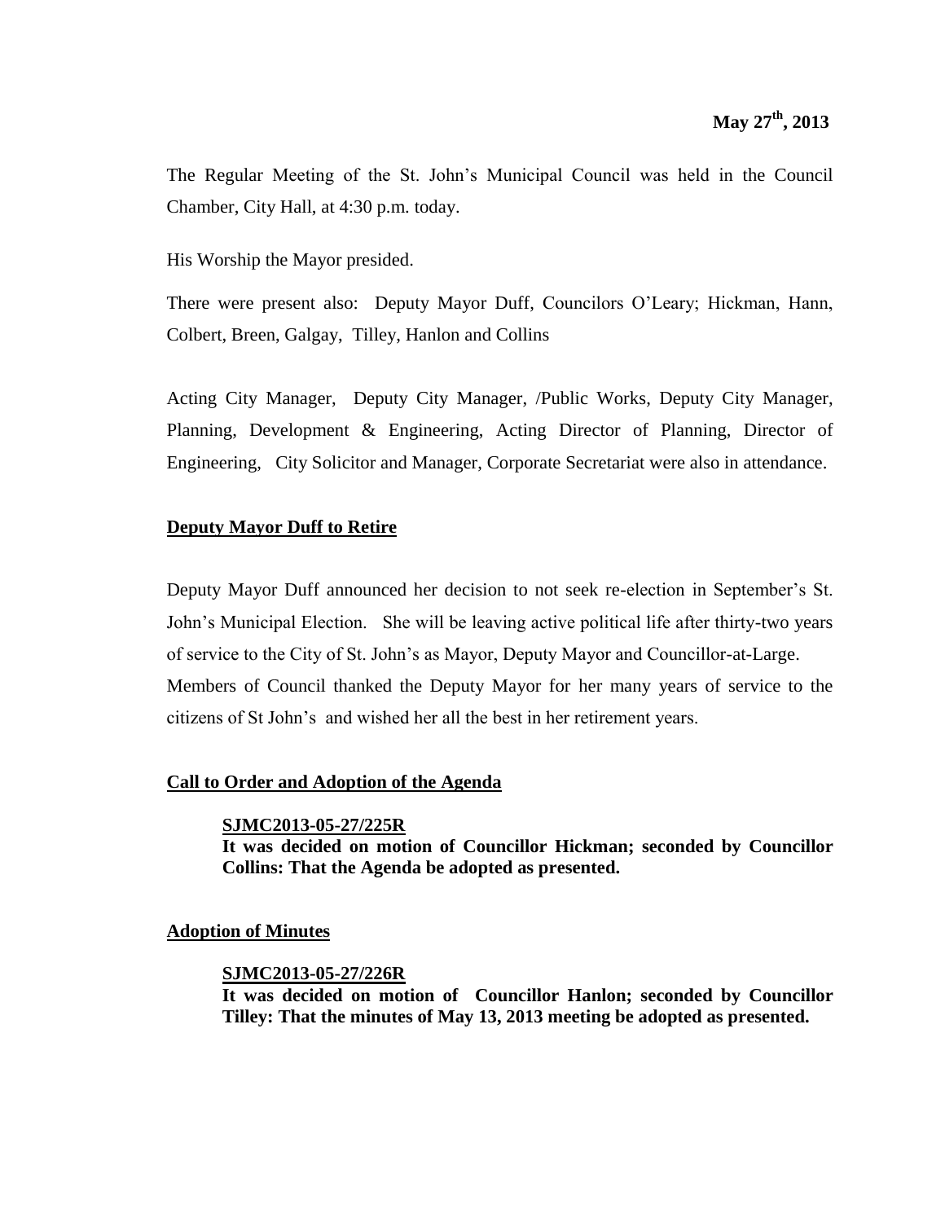**May 27th, 2013**

The Regular Meeting of the St. John's Municipal Council was held in the Council Chamber, City Hall, at 4:30 p.m. today.

His Worship the Mayor presided.

There were present also: Deputy Mayor Duff, Councilors O'Leary; Hickman, Hann, Colbert, Breen, Galgay, Tilley, Hanlon and Collins

Acting City Manager, Deputy City Manager, /Public Works, Deputy City Manager, Planning, Development & Engineering, Acting Director of Planning, Director of Engineering, City Solicitor and Manager, Corporate Secretariat were also in attendance.

## Deputy Mayor Duff to Retire

Deputy Mayor Duff announced her decision to not seek re-election in September's St. John's Municipal Election. She will be leaving active political life after thirty-two years of service to the City of St. John's as Mayor, Deputy Mayor and Councillor-at-Large. Members of Council thanked the Deputy Mayor for her many years of service to the citizens of St John's and wished her all the best in her retirement years.

## Call to Order and Adoption of the Agenda

**SJMC2013-05-27/225R**
**It was decided on motion of Councillor Hickman; seconded by Councillor Collins: That the Agenda be adopted as presented.**

## Adoption of Minutes

**SJMC2013-05-27/226R**
**It was decided on motion of Councillor Hanlon; seconded by Councillor Tilley: That the minutes of May 13, 2013 meeting be adopted as presented.**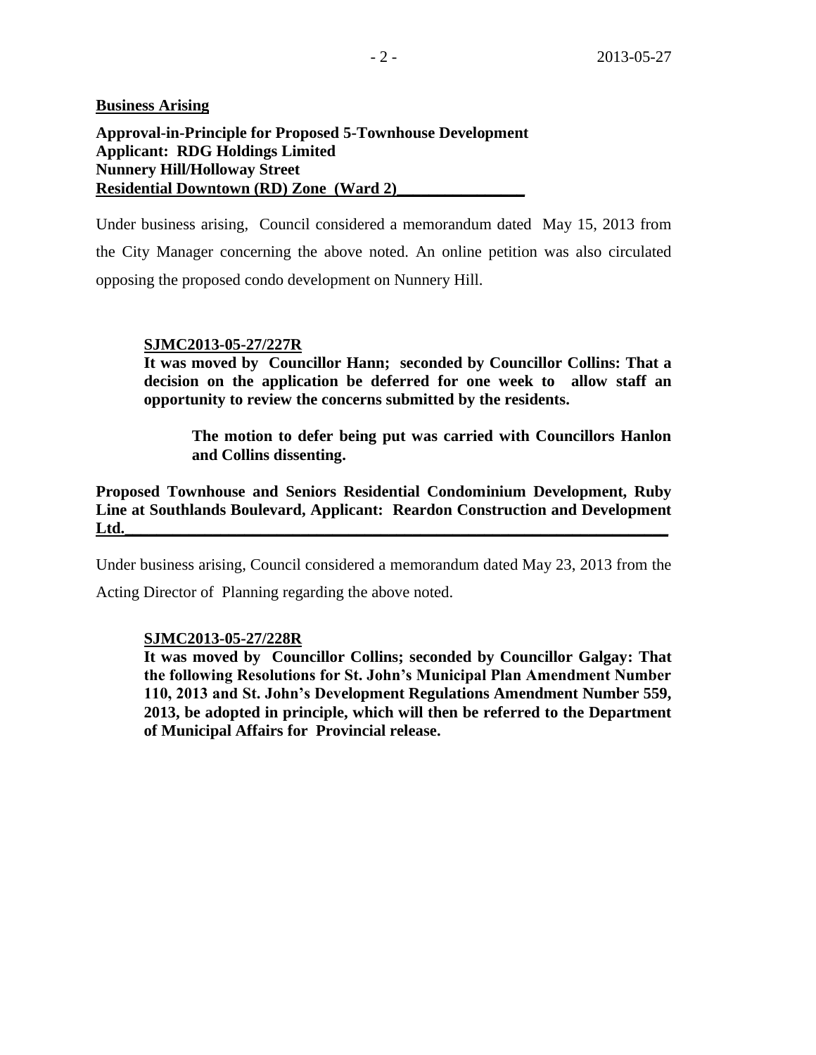**Business Arising**

**Approval-in-Principle for Proposed 5-Townhouse Development**
**Applicant: RDG Holdings Limited**
**Nunnery Hill/Holloway Street**
**Residential Downtown (RD) Zone (Ward 2)**

Under business arising, Council considered a memorandum dated May 15, 2013 from the City Manager concerning the above noted. An online petition was also circulated opposing the proposed condo development on Nunnery Hill.

**SJMC2013-05-27/227R**
**It was moved by Councillor Hann; seconded by Councillor Collins: That a decision on the application be deferred for one week to allow staff an opportunity to review the concerns submitted by the residents.**

> **The motion to defer being put was carried with Councillors Hanlon and Collins dissenting.**

**Proposed Townhouse and Seniors Residential Condominium Development, Ruby Line at Southlands Boulevard, Applicant: Reardon Construction and Development Ltd.**

Under business arising, Council considered a memorandum dated May 23, 2013 from the Acting Director of Planning regarding the above noted.

**SJMC2013-05-27/228R**
**It was moved by Councillor Collins; seconded by Councillor Galgay: That the following Resolutions for St. John's Municipal Plan Amendment Number 110, 2013 and St. John's Development Regulations Amendment Number 559, 2013, be adopted in principle, which will then be referred to the Department of Municipal Affairs for Provincial release.**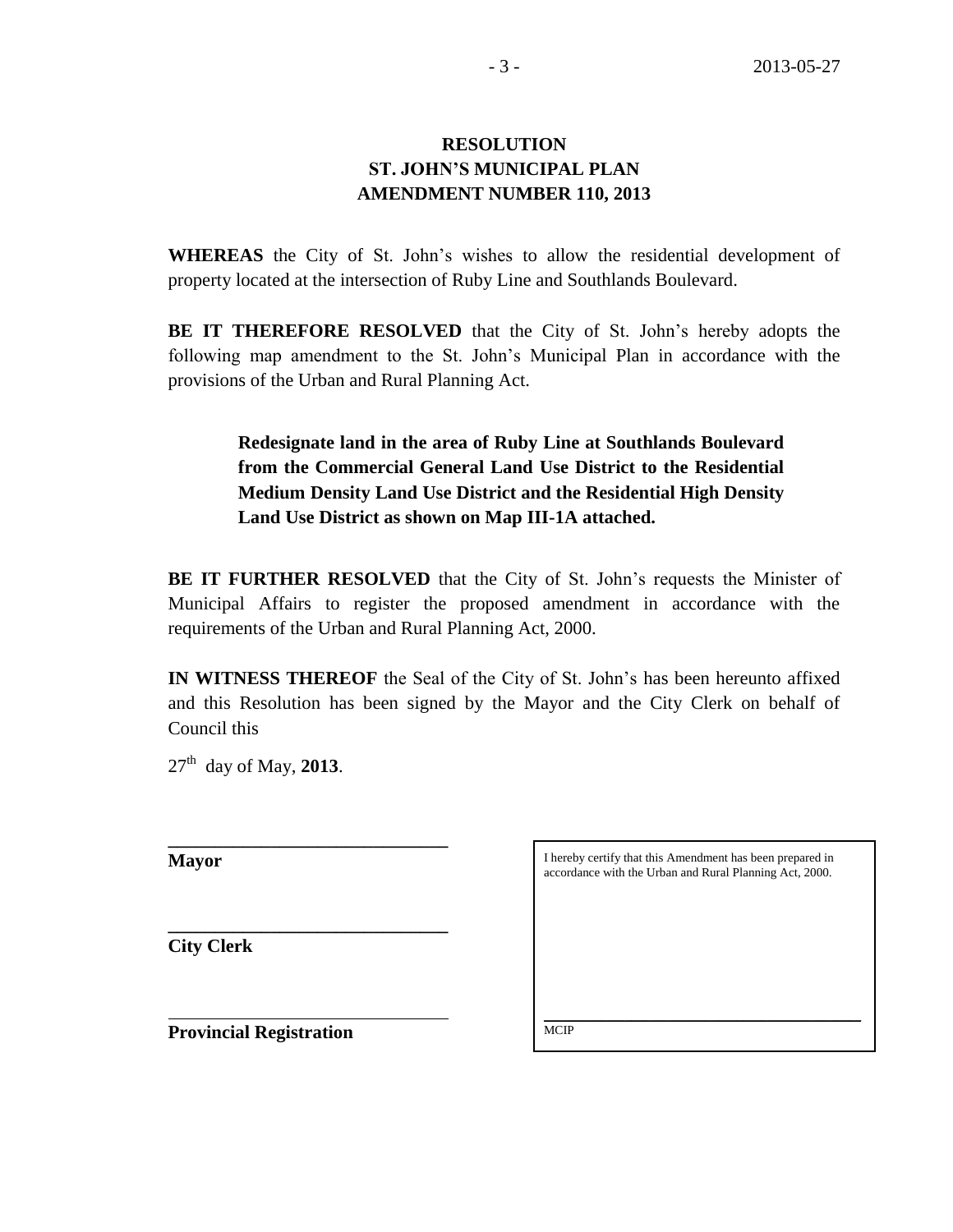**RESOLUTION**
**ST. JOHN'S MUNICIPAL PLAN**
**AMENDMENT NUMBER 110, 2013**

**WHEREAS** the City of St. John's wishes to allow the residential development of property located at the intersection of Ruby Line and Southlands Boulevard.

**BE IT THEREFORE RESOLVED** that the City of St. John's hereby adopts the following map amendment to the St. John's Municipal Plan in accordance with the provisions of the Urban and Rural Planning Act.

> **Redesignate land in the area of Ruby Line at Southlands Boulevard from the Commercial General Land Use District to the Residential Medium Density Land Use District and the Residential High Density Land Use District as shown on Map III-1A attached.**

**BE IT FURTHER RESOLVED** that the City of St. John's requests the Minister of Municipal Affairs to register the proposed amendment in accordance with the requirements of the Urban and Rural Planning Act, 2000.

**IN WITNESS THEREOF** the Seal of the City of St. John's has been hereunto affixed and this Resolution has been signed by the Mayor and the City Clerk on behalf of Council this

27th day of May, **2013**.

______________________________
**Mayor**

______________________________
**City Clerk**

______________________________
**Provincial Registration**

I hereby certify that this Amendment has been prepared in accordance with the Urban and Rural Planning Act, 2000.

______________________________
MCIP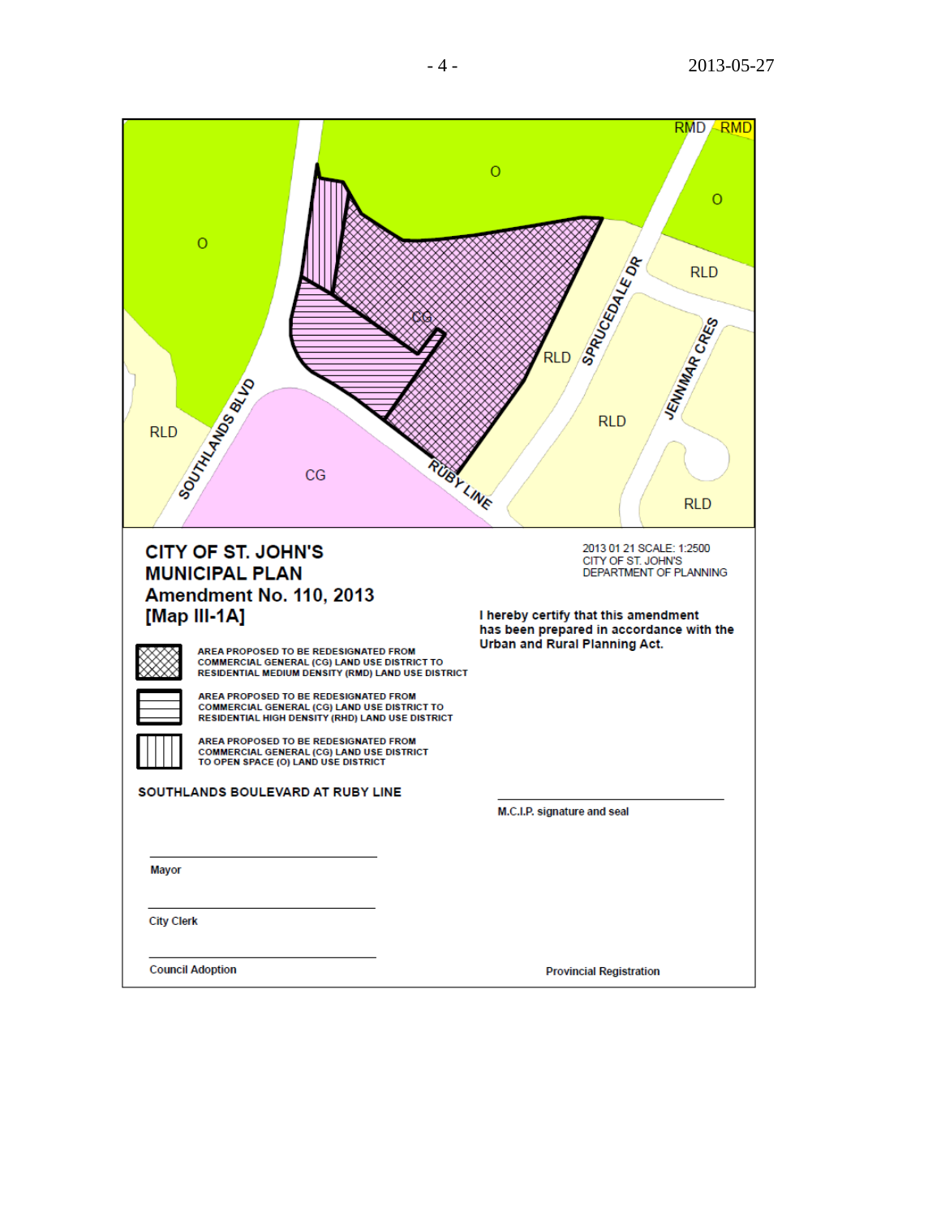O

O

RMD RMD

O

RLD

RLD

CG

SOUTHLANDS BLVD

SPRUCEDALE DR

JENNMAR CRES

RLD

RLD

CG

RUBY LINE

RLD

# CITY OF ST. JOHN'S MUNICIPAL PLAN

## Amendment No. 110, 2013

## [Map III-1A]

2013 01 21 SCALE: 1:2500
CITY OF ST. JOHN'S
DEPARTMENT OF PLANNING

**I hereby certify that this amendment has been prepared in accordance with the Urban and Rural Planning Act.**

AREA PROPOSED TO BE REDESIGNATED FROM COMMERCIAL GENERAL (CG) LAND USE DISTRICT TO RESIDENTIAL MEDIUM DENSITY (RMD) LAND USE DISTRICT

AREA PROPOSED TO BE REDESIGNATED FROM COMMERCIAL GENERAL (CG) LAND USE DISTRICT TO RESIDENTIAL HIGH DENSITY (RHD) LAND USE DISTRICT

AREA PROPOSED TO BE REDESIGNATED FROM COMMERCIAL GENERAL (CG) LAND USE DISTRICT TO OPEN SPACE (O) LAND USE DISTRICT

**SOUTHLANDS BOULEVARD AT RUBY LINE**

M.C.I.P. signature and seal

Mayor

City Clerk

Council Adoption

Provincial Registration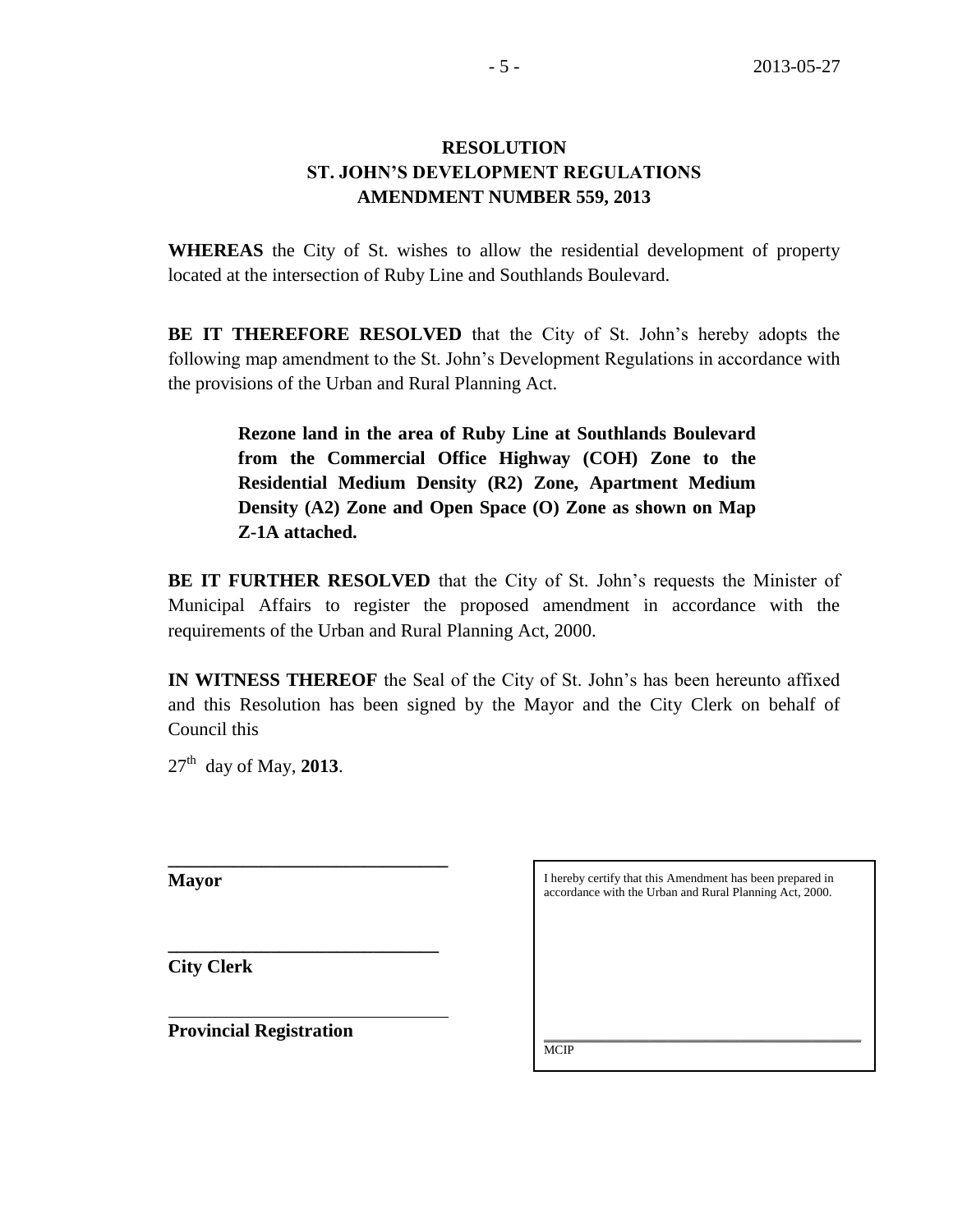**RESOLUTION**
**ST. JOHN'S DEVELOPMENT REGULATIONS**
**AMENDMENT NUMBER 559, 2013**

**WHEREAS** the City of St. wishes to allow the residential development of property located at the intersection of Ruby Line and Southlands Boulevard.

**BE IT THEREFORE RESOLVED** that the City of St. John's hereby adopts the following map amendment to the St. John's Development Regulations in accordance with the provisions of the Urban and Rural Planning Act.

> **Rezone land in the area of Ruby Line at Southlands Boulevard from the Commercial Office Highway (COH) Zone to the Residential Medium Density (R2) Zone, Apartment Medium Density (A2) Zone and Open Space (O) Zone as shown on Map Z-1A attached.**

**BE IT FURTHER RESOLVED** that the City of St. John's requests the Minister of Municipal Affairs to register the proposed amendment in accordance with the requirements of the Urban and Rural Planning Act, 2000.

**IN WITNESS THEREOF** the Seal of the City of St. John's has been hereunto affixed and this Resolution has been signed by the Mayor and the City Clerk on behalf of Council this

27th day of May, **2013**.

______________________________
**Mayor**

______________________________
**City Clerk**

______________________________
**Provincial Registration**

I hereby certify that this Amendment has been prepared in accordance with the Urban and Rural Planning Act, 2000.

______________________________
MCIP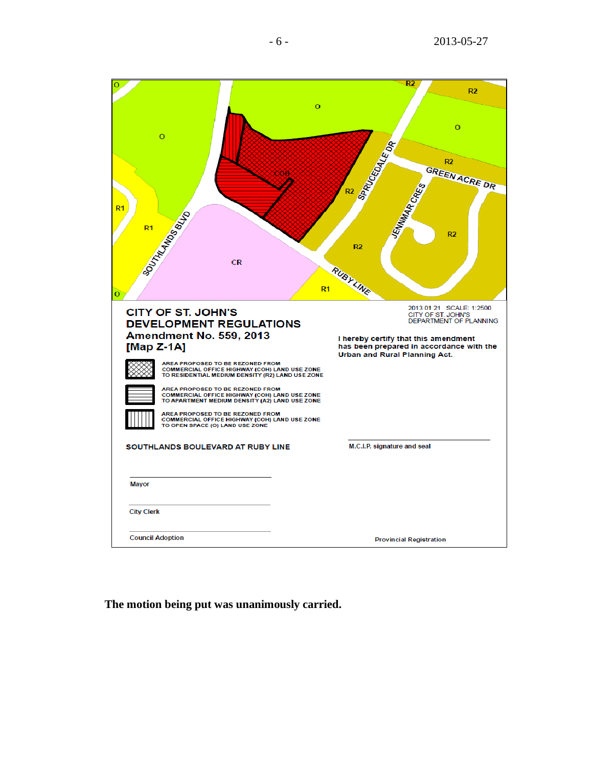CITY OF ST. JOHN'S
DEVELOPMENT REGULATIONS
Amendment No. 559, 2013
[Map Z-1A]

2013 01 21 SCALE: 1:2500
CITY OF ST. JOHN'S
DEPARTMENT OF PLANNING

I hereby certify that this amendment has been prepared in accordance with the Urban and Rural Planning Act.

AREA PROPOSED TO BE REZONED FROM COMMERCIAL OFFICE HIGHWAY (COH) LAND USE ZONE TO RESIDENTIAL MEDIUM DENSITY (R2) LAND USE ZONE

AREA PROPOSED TO BE REZONED FROM COMMERCIAL OFFICE HIGHWAY (COH) LAND USE ZONE TO APARTMENT MEDIUM DENSITY (A2) LAND USE ZONE

AREA PROPOSED TO BE REZONED FROM COMMERCIAL OFFICE HIGHWAY (COH) LAND USE ZONE TO OPEN SPACE (O) LAND USE ZONE

SOUTHLANDS BOULEVARD AT RUBY LINE

M.C.I.P. signature and seal

Mayor

City Clerk

Council Adoption

Provincial Registration

**The motion being put was unanimously carried.**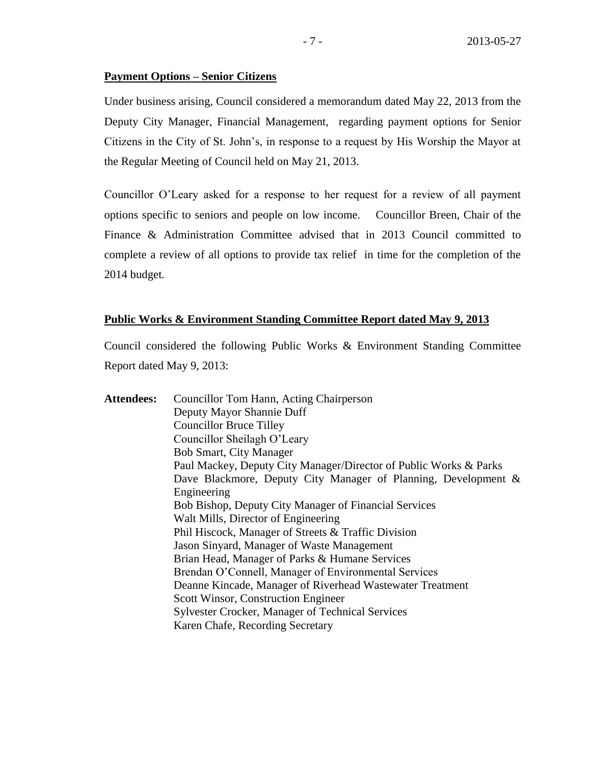**Payment Options – Senior Citizens**

Under business arising, Council considered a memorandum dated May 22, 2013 from the Deputy City Manager, Financial Management, regarding payment options for Senior Citizens in the City of St. John's, in response to a request by His Worship the Mayor at the Regular Meeting of Council held on May 21, 2013.

Councillor O'Leary asked for a response to her request for a review of all payment options specific to seniors and people on low income. Councillor Breen, Chair of the Finance & Administration Committee advised that in 2013 Council committed to complete a review of all options to provide tax relief in time for the completion of the 2014 budget.

**Public Works & Environment Standing Committee Report dated May 9, 2013**

Council considered the following Public Works & Environment Standing Committee Report dated May 9, 2013:

**Attendees:**
Councillor Tom Hann, Acting Chairperson
Deputy Mayor Shannie Duff
Councillor Bruce Tilley
Councillor Sheilagh O'Leary
Bob Smart, City Manager
Paul Mackey, Deputy City Manager/Director of Public Works & Parks
Dave Blackmore, Deputy City Manager of Planning, Development & Engineering
Bob Bishop, Deputy City Manager of Financial Services
Walt Mills, Director of Engineering
Phil Hiscock, Manager of Streets & Traffic Division
Jason Sinyard, Manager of Waste Management
Brian Head, Manager of Parks & Humane Services
Brendan O'Connell, Manager of Environmental Services
Deanne Kincade, Manager of Riverhead Wastewater Treatment
Scott Winsor, Construction Engineer
Sylvester Crocker, Manager of Technical Services
Karen Chafe, Recording Secretary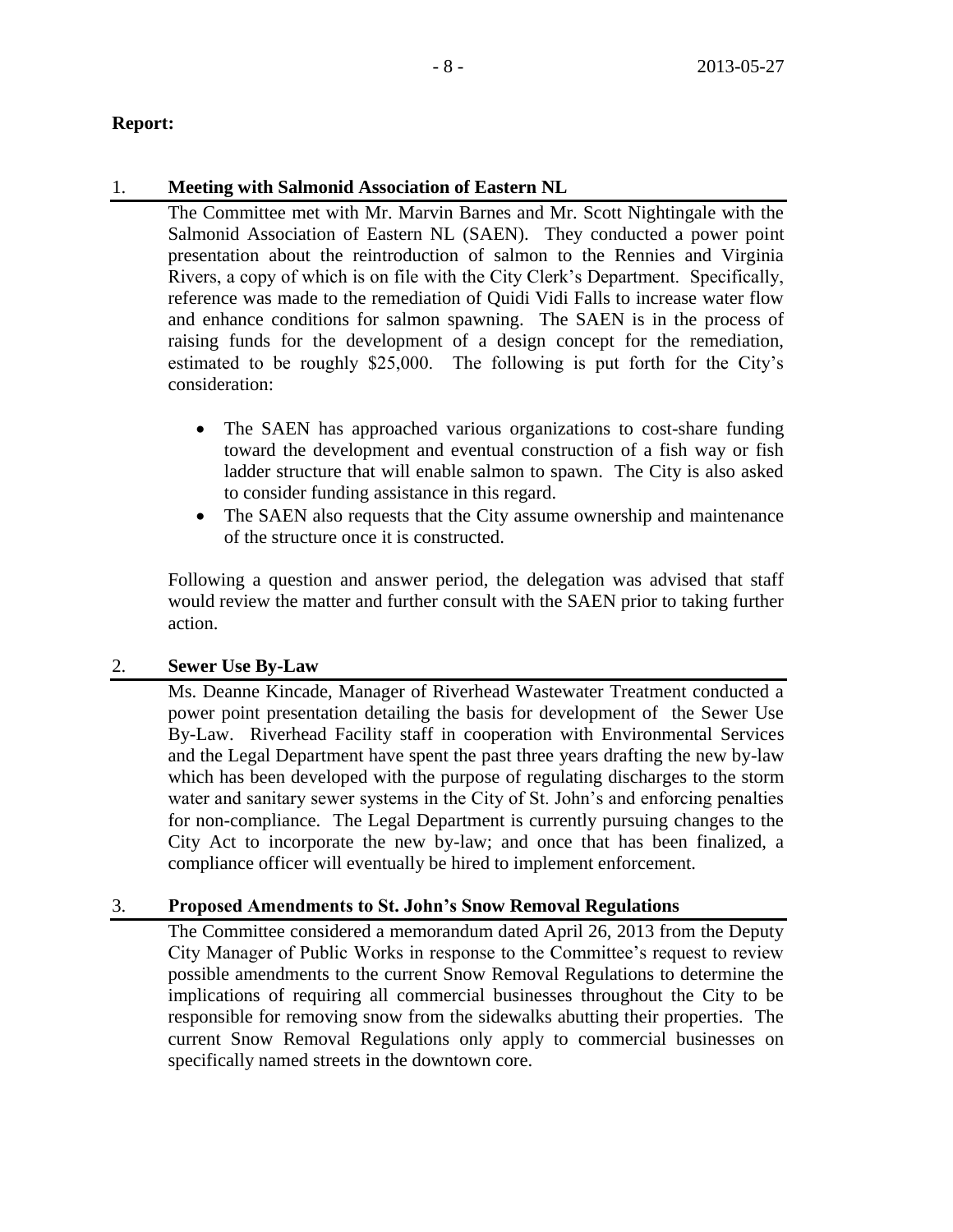**Report:**

## 1. Meeting with Salmonid Association of Eastern NL

The Committee met with Mr. Marvin Barnes and Mr. Scott Nightingale with the Salmonid Association of Eastern NL (SAEN). They conducted a power point presentation about the reintroduction of salmon to the Rennies and Virginia Rivers, a copy of which is on file with the City Clerk's Department. Specifically, reference was made to the remediation of Quidi Vidi Falls to increase water flow and enhance conditions for salmon spawning. The SAEN is in the process of raising funds for the development of a design concept for the remediation, estimated to be roughly $25,000. The following is put forth for the City's consideration:

- The SAEN has approached various organizations to cost-share funding toward the development and eventual construction of a fish way or fish ladder structure that will enable salmon to spawn. The City is also asked to consider funding assistance in this regard.
- The SAEN also requests that the City assume ownership and maintenance of the structure once it is constructed.

Following a question and answer period, the delegation was advised that staff would review the matter and further consult with the SAEN prior to taking further action.

## 2. Sewer Use By-Law

Ms. Deanne Kincade, Manager of Riverhead Wastewater Treatment conducted a power point presentation detailing the basis for development of the Sewer Use By-Law. Riverhead Facility staff in cooperation with Environmental Services and the Legal Department have spent the past three years drafting the new by-law which has been developed with the purpose of regulating discharges to the storm water and sanitary sewer systems in the City of St. John's and enforcing penalties for non-compliance. The Legal Department is currently pursuing changes to the City Act to incorporate the new by-law; and once that has been finalized, a compliance officer will eventually be hired to implement enforcement.

## 3. Proposed Amendments to St. John's Snow Removal Regulations

The Committee considered a memorandum dated April 26, 2013 from the Deputy City Manager of Public Works in response to the Committee's request to review possible amendments to the current Snow Removal Regulations to determine the implications of requiring all commercial businesses throughout the City to be responsible for removing snow from the sidewalks abutting their properties. The current Snow Removal Regulations only apply to commercial businesses on specifically named streets in the downtown core.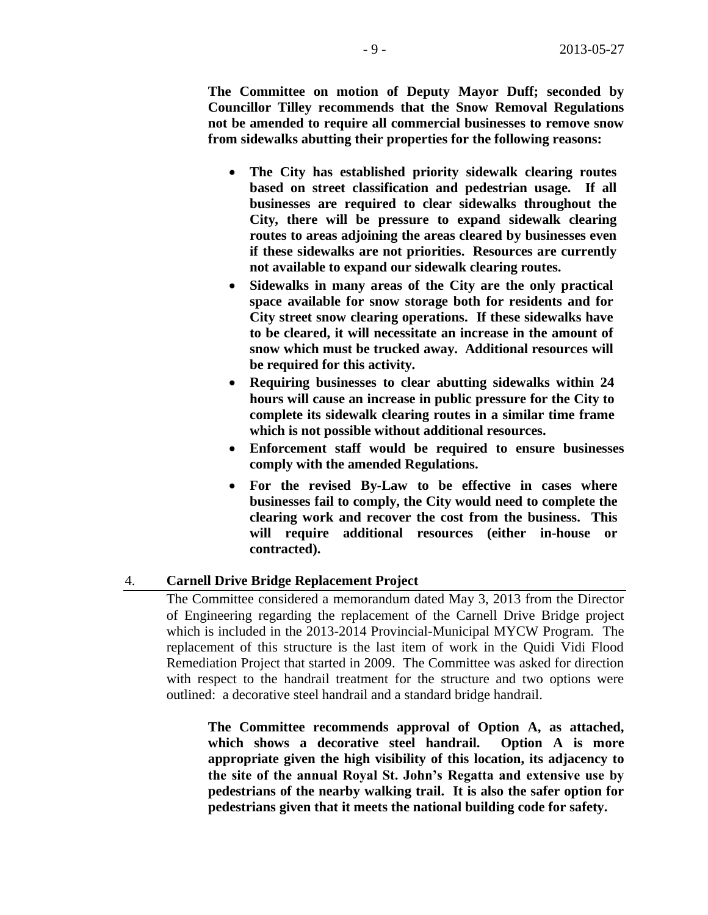**The Committee on motion of Deputy Mayor Duff; seconded by Councillor Tilley recommends that the Snow Removal Regulations not be amended to require all commercial businesses to remove snow from sidewalks abutting their properties for the following reasons:**

- **The City has established priority sidewalk clearing routes based on street classification and pedestrian usage. If all businesses are required to clear sidewalks throughout the City, there will be pressure to expand sidewalk clearing routes to areas adjoining the areas cleared by businesses even if these sidewalks are not priorities. Resources are currently not available to expand our sidewalk clearing routes.**
- **Sidewalks in many areas of the City are the only practical space available for snow storage both for residents and for City street snow clearing operations. If these sidewalks have to be cleared, it will necessitate an increase in the amount of snow which must be trucked away. Additional resources will be required for this activity.**
- **Requiring businesses to clear abutting sidewalks within 24 hours will cause an increase in public pressure for the City to complete its sidewalk clearing routes in a similar time frame which is not possible without additional resources.**
- **Enforcement staff would be required to ensure businesses comply with the amended Regulations.**
- **For the revised By-Law to be effective in cases where businesses fail to comply, the City would need to complete the clearing work and recover the cost from the business. This will require additional resources (either in-house or contracted).**

4. **Carnell Drive Bridge Replacement Project**

The Committee considered a memorandum dated May 3, 2013 from the Director of Engineering regarding the replacement of the Carnell Drive Bridge project which is included in the 2013-2014 Provincial-Municipal MYCW Program. The replacement of this structure is the last item of work in the Quidi Vidi Flood Remediation Project that started in 2009. The Committee was asked for direction with respect to the handrail treatment for the structure and two options were outlined: a decorative steel handrail and a standard bridge handrail.

**The Committee recommends approval of Option A, as attached, which shows a decorative steel handrail. Option A is more appropriate given the high visibility of this location, its adjacency to the site of the annual Royal St. John's Regatta and extensive use by pedestrians of the nearby walking trail. It is also the safer option for pedestrians given that it meets the national building code for safety.**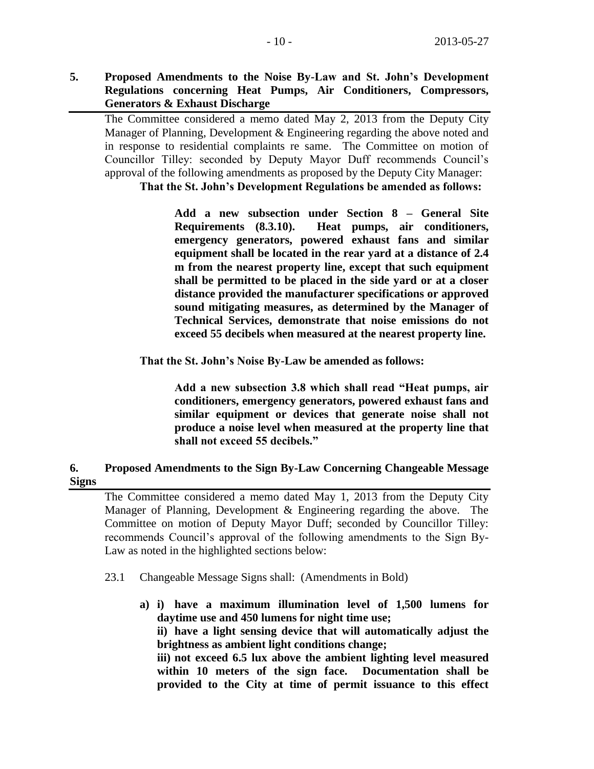## 5. Proposed Amendments to the Noise By-Law and St. John's Development Regulations concerning Heat Pumps, Air Conditioners, Compressors, Generators & Exhaust Discharge

The Committee considered a memo dated May 2, 2013 from the Deputy City Manager of Planning, Development & Engineering regarding the above noted and in response to residential complaints re same. The Committee on motion of Councillor Tilley: seconded by Deputy Mayor Duff recommends Council's approval of the following amendments as proposed by the Deputy City Manager:

**That the St. John's Development Regulations be amended as follows:**

> **Add a new subsection under Section 8 – General Site Requirements (8.3.10). Heat pumps, air conditioners, emergency generators, powered exhaust fans and similar equipment shall be located in the rear yard at a distance of 2.4 m from the nearest property line, except that such equipment shall be permitted to be placed in the side yard or at a closer distance provided the manufacturer specifications or approved sound mitigating measures, as determined by the Manager of Technical Services, demonstrate that noise emissions do not exceed 55 decibels when measured at the nearest property line.**

**That the St. John's Noise By-Law be amended as follows:**

> **Add a new subsection 3.8 which shall read "Heat pumps, air conditioners, emergency generators, powered exhaust fans and similar equipment or devices that generate noise shall not produce a noise level when measured at the property line that shall not exceed 55 decibels."**

## 6. Proposed Amendments to the Sign By-Law Concerning Changeable Message Signs

The Committee considered a memo dated May 1, 2013 from the Deputy City Manager of Planning, Development & Engineering regarding the above. The Committee on motion of Deputy Mayor Duff; seconded by Councillor Tilley: recommends Council's approval of the following amendments to the Sign By-Law as noted in the highlighted sections below:

23.1 Changeable Message Signs shall: (Amendments in Bold)

**a) i) have a maximum illumination level of 1,500 lumens for daytime use and 450 lumens for night time use;**
**ii) have a light sensing device that will automatically adjust the brightness as ambient light conditions change;**
**iii) not exceed 6.5 lux above the ambient lighting level measured within 10 meters of the sign face. Documentation shall be provided to the City at time of permit issuance to this effect**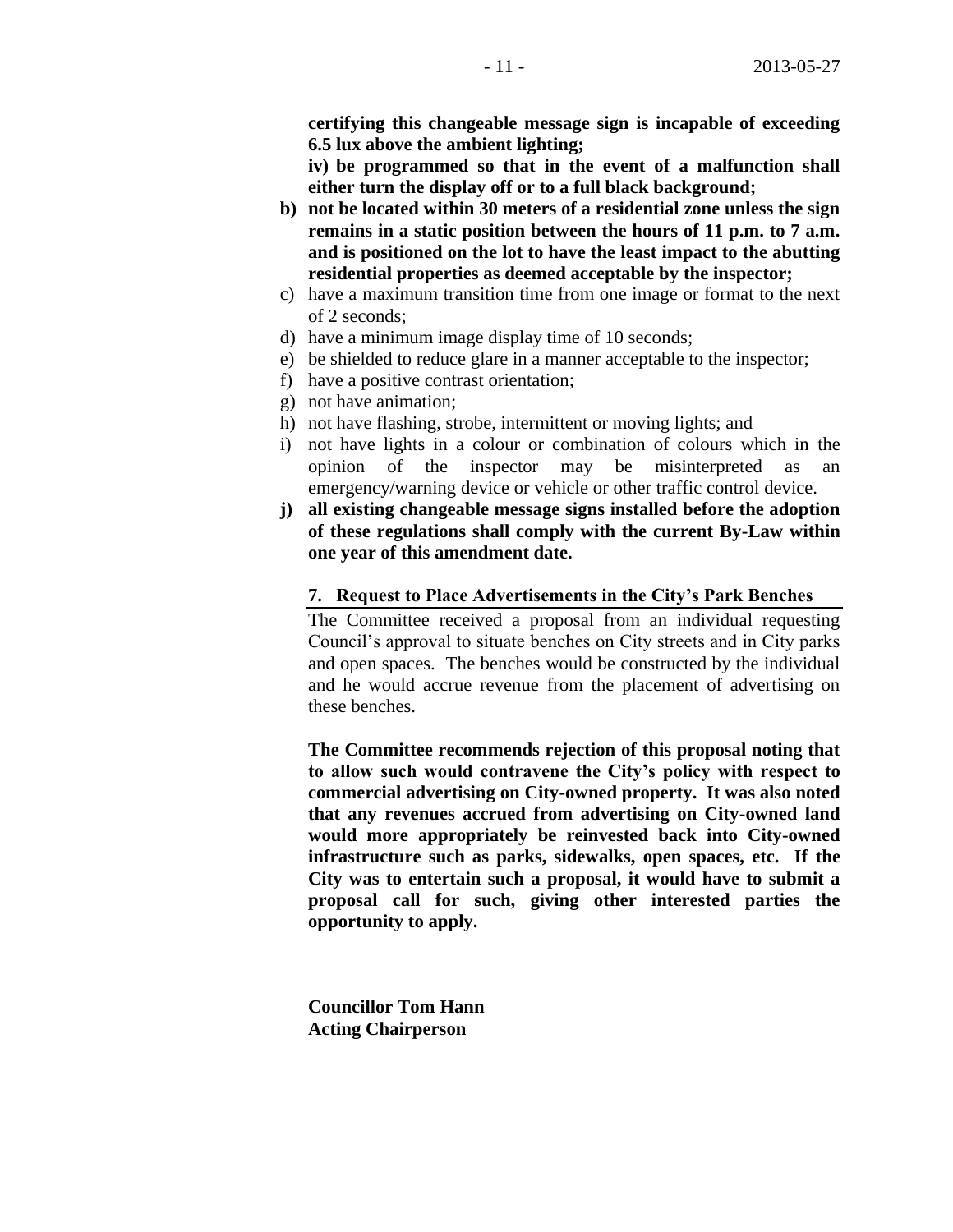**certifying this changeable message sign is incapable of exceeding 6.5 lux above the ambient lighting;**

**iv) be programmed so that in the event of a malfunction shall either turn the display off or to a full black background;**

**b) not be located within 30 meters of a residential zone unless the sign remains in a static position between the hours of 11 p.m. to 7 a.m. and is positioned on the lot to have the least impact to the abutting residential properties as deemed acceptable by the inspector;**

c) have a maximum transition time from one image or format to the next of 2 seconds;

d) have a minimum image display time of 10 seconds;

e) be shielded to reduce glare in a manner acceptable to the inspector;

f) have a positive contrast orientation;

g) not have animation;

h) not have flashing, strobe, intermittent or moving lights; and

i) not have lights in a colour or combination of colours which in the opinion of the inspector may be misinterpreted as an emergency/warning device or vehicle or other traffic control device.

**j) all existing changeable message signs installed before the adoption of these regulations shall comply with the current By-Law within one year of this amendment date.**

### 7. Request to Place Advertisements in the City's Park Benches

The Committee received a proposal from an individual requesting Council's approval to situate benches on City streets and in City parks and open spaces. The benches would be constructed by the individual and he would accrue revenue from the placement of advertising on these benches.

**The Committee recommends rejection of this proposal noting that to allow such would contravene the City's policy with respect to commercial advertising on City-owned property. It was also noted that any revenues accrued from advertising on City-owned land would more appropriately be reinvested back into City-owned infrastructure such as parks, sidewalks, open spaces, etc. If the City was to entertain such a proposal, it would have to submit a proposal call for such, giving other interested parties the opportunity to apply.**

**Councillor Tom Hann**
**Acting Chairperson**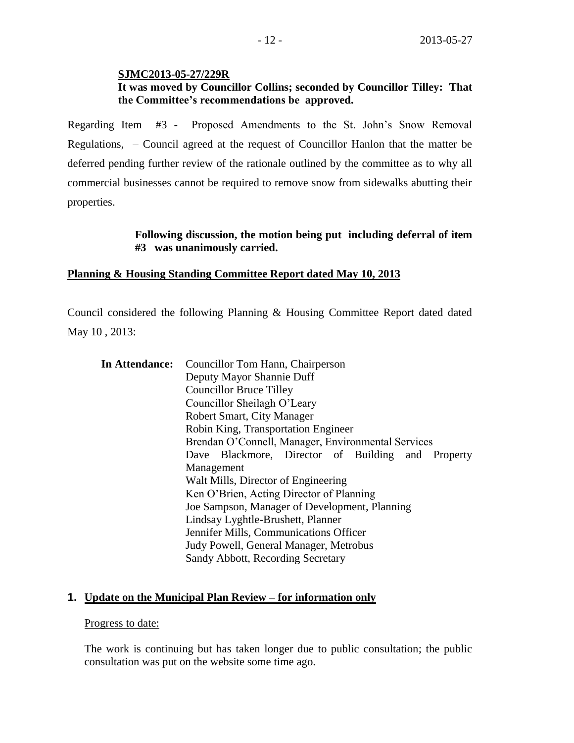**SJMC2013-05-27/229R**
**It was moved by Councillor Collins; seconded by Councillor Tilley: That the Committee's recommendations be approved.**

Regarding Item #3 - Proposed Amendments to the St. John's Snow Removal Regulations, – Council agreed at the request of Councillor Hanlon that the matter be deferred pending further review of the rationale outlined by the committee as to why all commercial businesses cannot be required to remove snow from sidewalks abutting their properties.

**Following discussion, the motion being put including deferral of item #3 was unanimously carried.**

**Planning & Housing Standing Committee Report dated May 10, 2013**

Council considered the following Planning & Housing Committee Report dated dated May 10 , 2013:

**In Attendance:** Councillor Tom Hann, Chairperson
Deputy Mayor Shannie Duff
Councillor Bruce Tilley
Councillor Sheilagh O'Leary
Robert Smart, City Manager
Robin King, Transportation Engineer
Brendan O'Connell, Manager, Environmental Services
Dave Blackmore, Director of Building and Property Management
Walt Mills, Director of Engineering
Ken O'Brien, Acting Director of Planning
Joe Sampson, Manager of Development, Planning
Lindsay Lyghtle-Brushett, Planner
Jennifer Mills, Communications Officer
Judy Powell, General Manager, Metrobus
Sandy Abbott, Recording Secretary

**1. Update on the Municipal Plan Review – for information only**

Progress to date:

The work is continuing but has taken longer due to public consultation; the public consultation was put on the website some time ago.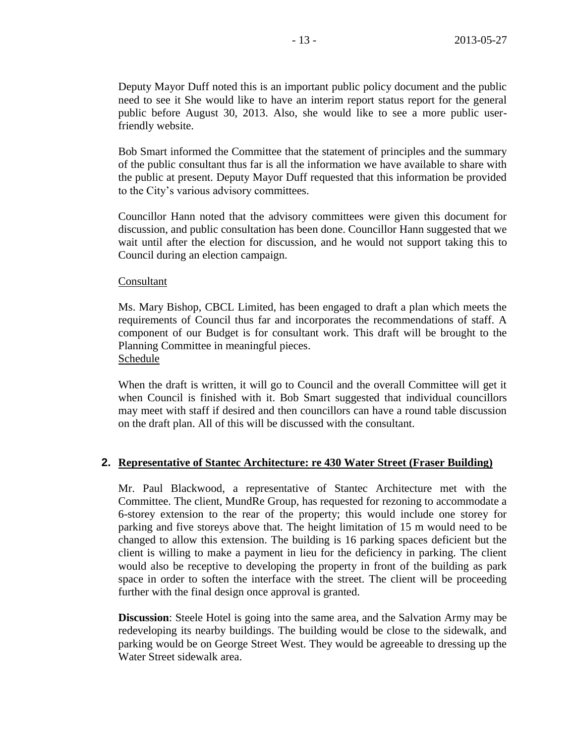Deputy Mayor Duff noted this is an important public policy document and the public need to see it She would like to have an interim report status report for the general public before August 30, 2013. Also, she would like to see a more public user-friendly website.

Bob Smart informed the Committee that the statement of principles and the summary of the public consultant thus far is all the information we have available to share with the public at present. Deputy Mayor Duff requested that this information be provided to the City's various advisory committees.

Councillor Hann noted that the advisory committees were given this document for discussion, and public consultation has been done. Councillor Hann suggested that we wait until after the election for discussion, and he would not support taking this to Council during an election campaign.

Consultant

Ms. Mary Bishop, CBCL Limited, has been engaged to draft a plan which meets the requirements of Council thus far and incorporates the recommendations of staff. A component of our Budget is for consultant work. This draft will be brought to the Planning Committee in meaningful pieces.

Schedule

When the draft is written, it will go to Council and the overall Committee will get it when Council is finished with it. Bob Smart suggested that individual councillors may meet with staff if desired and then councillors can have a round table discussion on the draft plan. All of this will be discussed with the consultant.

## 2. Representative of Stantec Architecture: re 430 Water Street (Fraser Building)

Mr. Paul Blackwood, a representative of Stantec Architecture met with the Committee. The client, MundRe Group, has requested for rezoning to accommodate a 6-storey extension to the rear of the property; this would include one storey for parking and five storeys above that. The height limitation of 15 m would need to be changed to allow this extension. The building is 16 parking spaces deficient but the client is willing to make a payment in lieu for the deficiency in parking. The client would also be receptive to developing the property in front of the building as park space in order to soften the interface with the street. The client will be proceeding further with the final design once approval is granted.

**Discussion**: Steele Hotel is going into the same area, and the Salvation Army may be redeveloping its nearby buildings. The building would be close to the sidewalk, and parking would be on George Street West. They would be agreeable to dressing up the Water Street sidewalk area.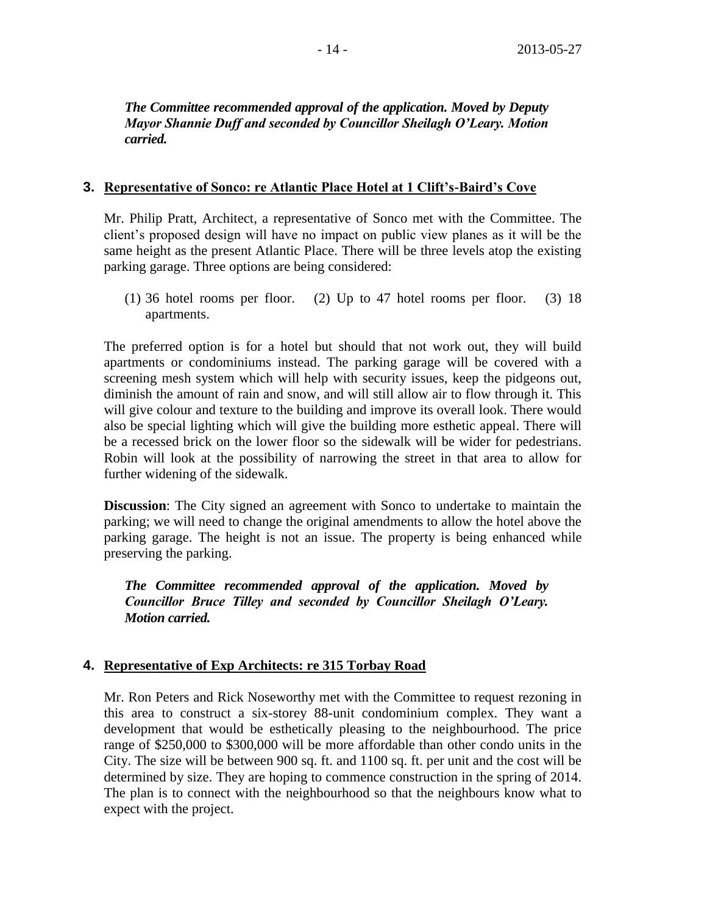***The Committee recommended approval of the application. Moved by Deputy Mayor Shannie Duff and seconded by Councillor Sheilagh O'Leary. Motion carried.***

### 3. Representative of Sonco: re Atlantic Place Hotel at 1 Clift's-Baird's Cove

Mr. Philip Pratt, Architect, a representative of Sonco met with the Committee. The client's proposed design will have no impact on public view planes as it will be the same height as the present Atlantic Place. There will be three levels atop the existing parking garage. Three options are being considered:

(1) 36 hotel rooms per floor. (2) Up to 47 hotel rooms per floor. (3) 18 apartments.

The preferred option is for a hotel but should that not work out, they will build apartments or condominiums instead. The parking garage will be covered with a screening mesh system which will help with security issues, keep the pidgeons out, diminish the amount of rain and snow, and will still allow air to flow through it. This will give colour and texture to the building and improve its overall look. There would also be special lighting which will give the building more esthetic appeal. There will be a recessed brick on the lower floor so the sidewalk will be wider for pedestrians. Robin will look at the possibility of narrowing the street in that area to allow for further widening of the sidewalk.

**Discussion**: The City signed an agreement with Sonco to undertake to maintain the parking; we will need to change the original amendments to allow the hotel above the parking garage. The height is not an issue. The property is being enhanced while preserving the parking.

***The Committee recommended approval of the application. Moved by Councillor Bruce Tilley and seconded by Councillor Sheilagh O'Leary. Motion carried.***

### 4. Representative of Exp Architects: re 315 Torbay Road

Mr. Ron Peters and Rick Noseworthy met with the Committee to request rezoning in this area to construct a six-storey 88-unit condominium complex. They want a development that would be esthetically pleasing to the neighbourhood. The price range of $250,000 to $300,000 will be more affordable than other condo units in the City. The size will be between 900 sq. ft. and 1100 sq. ft. per unit and the cost will be determined by size. They are hoping to commence construction in the spring of 2014. The plan is to connect with the neighbourhood so that the neighbours know what to expect with the project.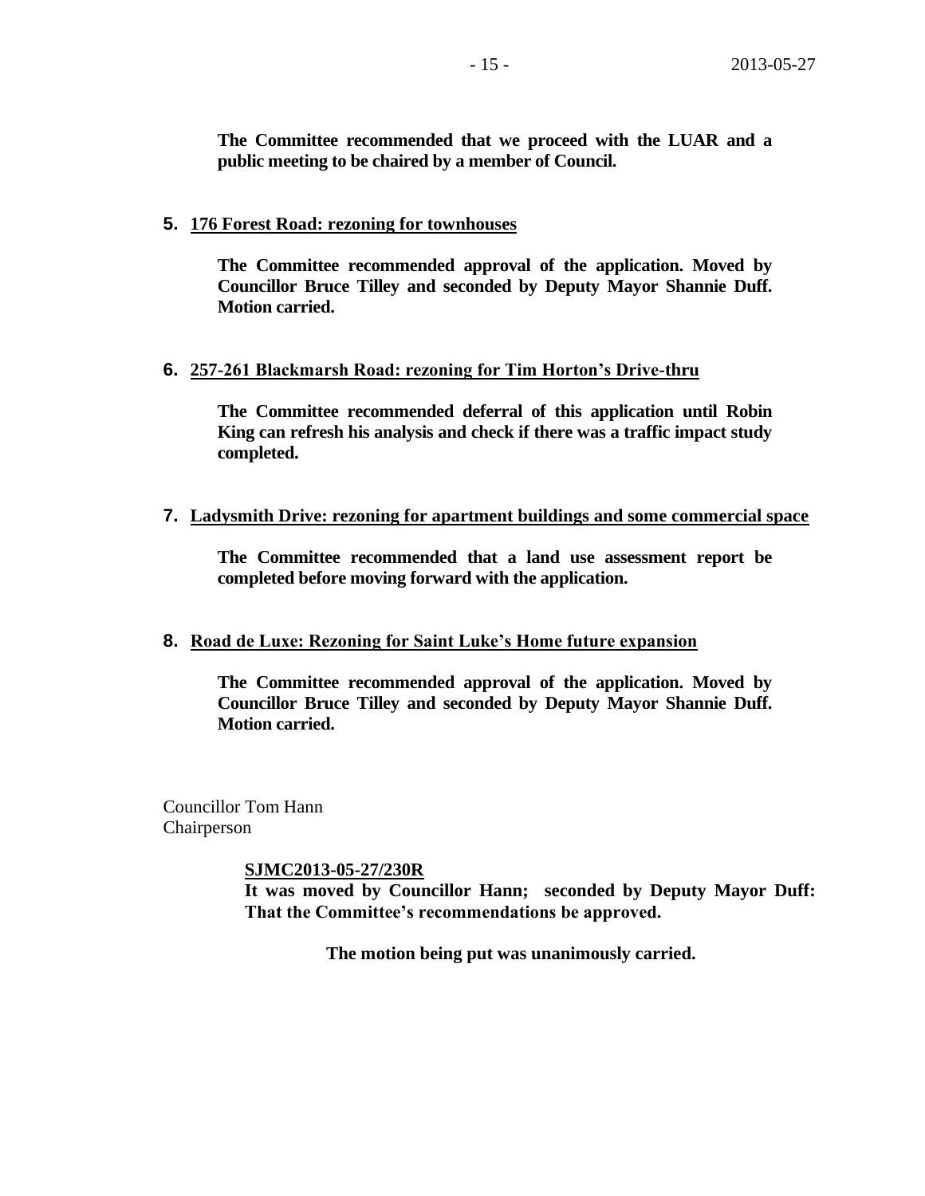**The Committee recommended that we proceed with the LUAR and a public meeting to be chaired by a member of Council.**

5. **176 Forest Road: rezoning for townhouses**

   **The Committee recommended approval of the application. Moved by Councillor Bruce Tilley and seconded by Deputy Mayor Shannie Duff. Motion carried.**

6. **257-261 Blackmarsh Road: rezoning for Tim Horton's Drive-thru**

   **The Committee recommended deferral of this application until Robin King can refresh his analysis and check if there was a traffic impact study completed.**

7. **Ladysmith Drive: rezoning for apartment buildings and some commercial space**

   **The Committee recommended that a land use assessment report be completed before moving forward with the application.**

8. **Road de Luxe: Rezoning for Saint Luke's Home future expansion**

   **The Committee recommended approval of the application. Moved by Councillor Bruce Tilley and seconded by Deputy Mayor Shannie Duff. Motion carried.**

Councillor Tom Hann
Chairperson

**SJMC2013-05-27/230R**
**It was moved by Councillor Hann; seconded by Deputy Mayor Duff: That the Committee's recommendations be approved.**

**The motion being put was unanimously carried.**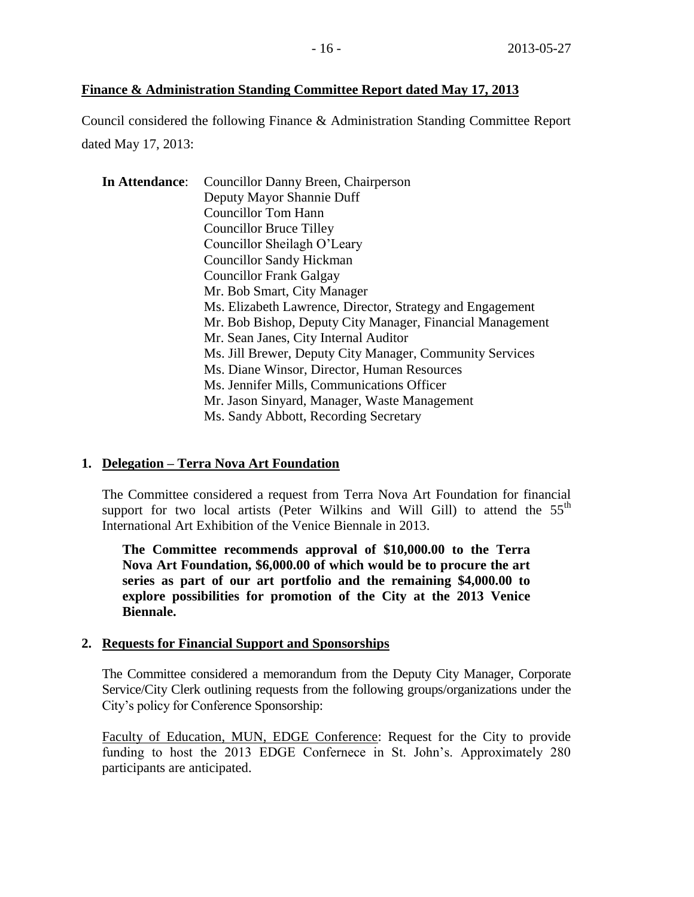**Finance & Administration Standing Committee Report dated May 17, 2013**

Council considered the following Finance & Administration Standing Committee Report dated May 17, 2013:

**In Attendance**: Councillor Danny Breen, Chairperson
Deputy Mayor Shannie Duff
Councillor Tom Hann
Councillor Bruce Tilley
Councillor Sheilagh O'Leary
Councillor Sandy Hickman
Councillor Frank Galgay
Mr. Bob Smart, City Manager
Ms. Elizabeth Lawrence, Director, Strategy and Engagement
Mr. Bob Bishop, Deputy City Manager, Financial Management
Mr. Sean Janes, City Internal Auditor
Ms. Jill Brewer, Deputy City Manager, Community Services
Ms. Diane Winsor, Director, Human Resources
Ms. Jennifer Mills, Communications Officer
Mr. Jason Sinyard, Manager, Waste Management
Ms. Sandy Abbott, Recording Secretary

1. **Delegation – Terra Nova Art Foundation**

The Committee considered a request from Terra Nova Art Foundation for financial support for two local artists (Peter Wilkins and Will Gill) to attend the 55th International Art Exhibition of the Venice Biennale in 2013.

**The Committee recommends approval of $10,000.00 to the Terra Nova Art Foundation, $6,000.00 of which would be to procure the art series as part of our art portfolio and the remaining $4,000.00 to explore possibilities for promotion of the City at the 2013 Venice Biennale.**

2. **Requests for Financial Support and Sponsorships**

The Committee considered a memorandum from the Deputy City Manager, Corporate Service/City Clerk outlining requests from the following groups/organizations under the City's policy for Conference Sponsorship:

Faculty of Education, MUN, EDGE Conference: Request for the City to provide funding to host the 2013 EDGE Confernece in St. John's. Approximately 280 participants are anticipated.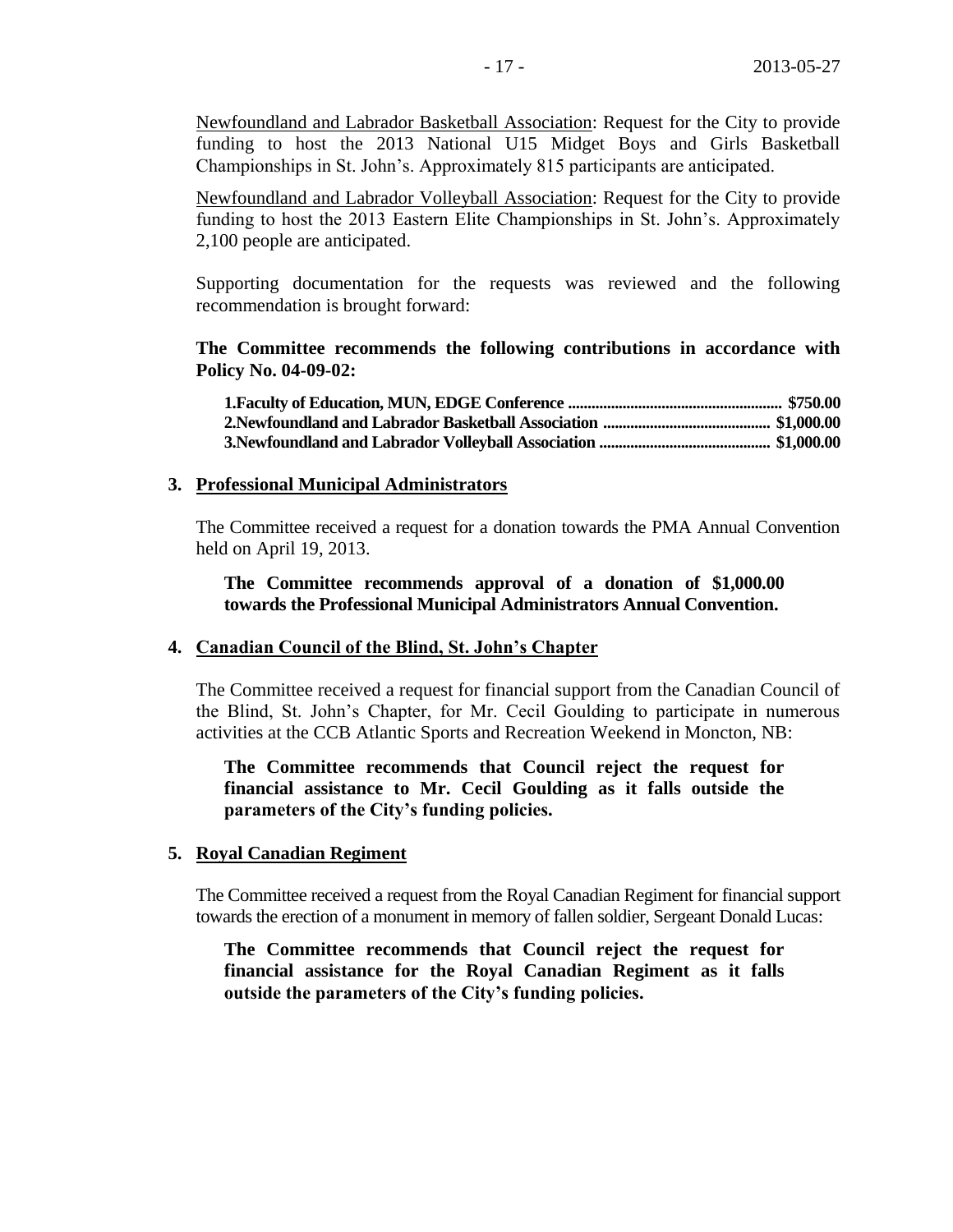Newfoundland and Labrador Basketball Association: Request for the City to provide funding to host the 2013 National U15 Midget Boys and Girls Basketball Championships in St. John's. Approximately 815 participants are anticipated.

Newfoundland and Labrador Volleyball Association: Request for the City to provide funding to host the 2013 Eastern Elite Championships in St. John's. Approximately 2,100 people are anticipated.

Supporting documentation for the requests was reviewed and the following recommendation is brought forward:

**The Committee recommends the following contributions in accordance with Policy No. 04-09-02:**

**1.Faculty of Education, MUN, EDGE Conference ...................................................... $750.00**
**2.Newfoundland and Labrador Basketball Association .......................................... $1,000.00**
**3.Newfoundland and Labrador Volleyball Association ........................................... $1,000.00**

## 3. Professional Municipal Administrators

The Committee received a request for a donation towards the PMA Annual Convention held on April 19, 2013.

**The Committee recommends approval of a donation of $1,000.00 towards the Professional Municipal Administrators Annual Convention.**

## 4. Canadian Council of the Blind, St. John's Chapter

The Committee received a request for financial support from the Canadian Council of the Blind, St. John's Chapter, for Mr. Cecil Goulding to participate in numerous activities at the CCB Atlantic Sports and Recreation Weekend in Moncton, NB:

**The Committee recommends that Council reject the request for financial assistance to Mr. Cecil Goulding as it falls outside the parameters of the City's funding policies.**

## 5. Royal Canadian Regiment

The Committee received a request from the Royal Canadian Regiment for financial support towards the erection of a monument in memory of fallen soldier, Sergeant Donald Lucas:

**The Committee recommends that Council reject the request for financial assistance for the Royal Canadian Regiment as it falls outside the parameters of the City's funding policies.**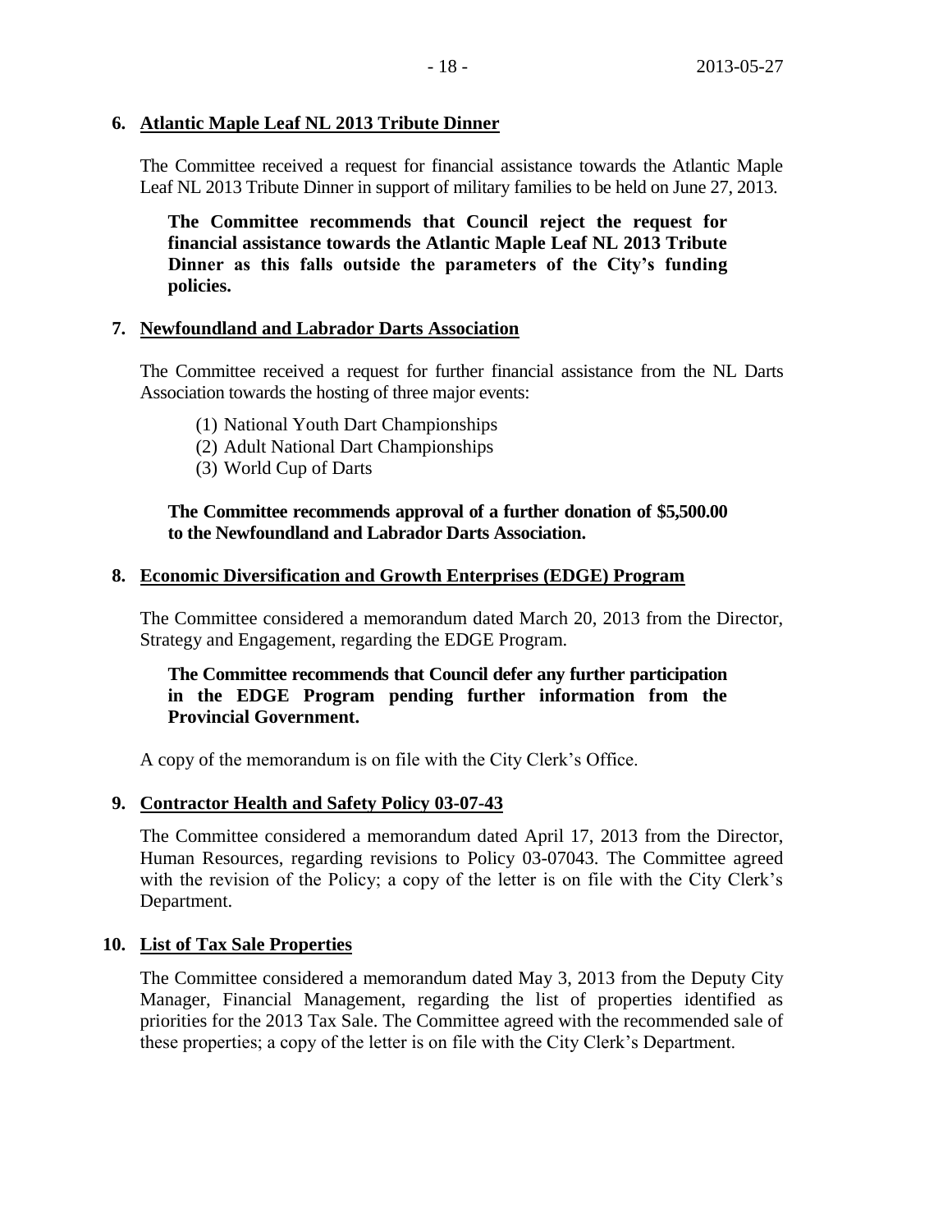**6. Atlantic Maple Leaf NL 2013 Tribute Dinner**

The Committee received a request for financial assistance towards the Atlantic Maple Leaf NL 2013 Tribute Dinner in support of military families to be held on June 27, 2013.

**The Committee recommends that Council reject the request for financial assistance towards the Atlantic Maple Leaf NL 2013 Tribute Dinner as this falls outside the parameters of the City's funding policies.**

**7. Newfoundland and Labrador Darts Association**

The Committee received a request for further financial assistance from the NL Darts Association towards the hosting of three major events:

(1) National Youth Dart Championships
(2) Adult National Dart Championships
(3) World Cup of Darts

**The Committee recommends approval of a further donation of $5,500.00 to the Newfoundland and Labrador Darts Association.**

**8. Economic Diversification and Growth Enterprises (EDGE) Program**

The Committee considered a memorandum dated March 20, 2013 from the Director, Strategy and Engagement, regarding the EDGE Program.

**The Committee recommends that Council defer any further participation in the EDGE Program pending further information from the Provincial Government.**

A copy of the memorandum is on file with the City Clerk's Office.

**9. Contractor Health and Safety Policy 03-07-43**

The Committee considered a memorandum dated April 17, 2013 from the Director, Human Resources, regarding revisions to Policy 03-07043. The Committee agreed with the revision of the Policy; a copy of the letter is on file with the City Clerk's Department.

**10. List of Tax Sale Properties**

The Committee considered a memorandum dated May 3, 2013 from the Deputy City Manager, Financial Management, regarding the list of properties identified as priorities for the 2013 Tax Sale. The Committee agreed with the recommended sale of these properties; a copy of the letter is on file with the City Clerk's Department.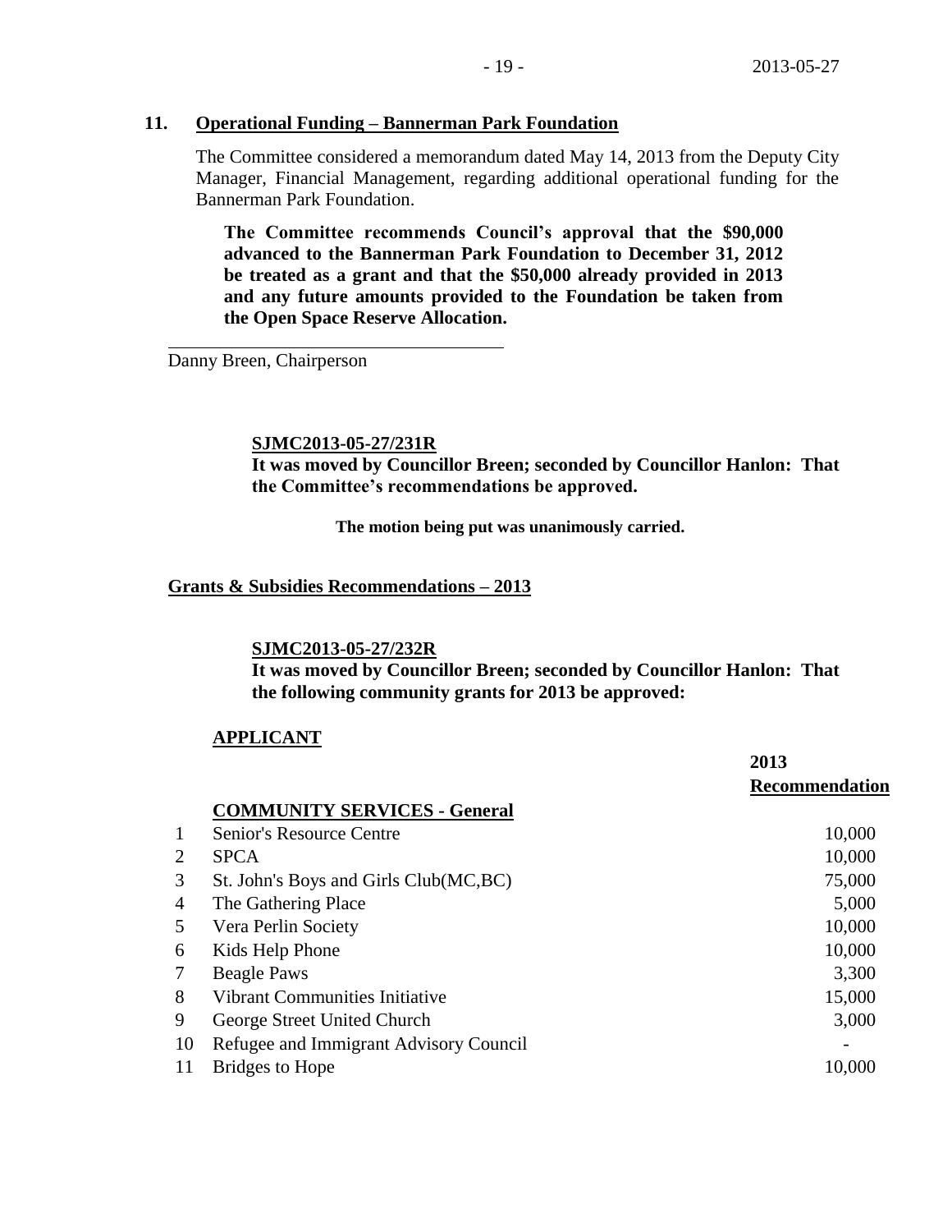## 11. Operational Funding – Bannerman Park Foundation

The Committee considered a memorandum dated May 14, 2013 from the Deputy City Manager, Financial Management, regarding additional operational funding for the Bannerman Park Foundation.

**The Committee recommends Council's approval that the $90,000 advanced to the Bannerman Park Foundation to December 31, 2012 be treated as a grant and that the $50,000 already provided in 2013 and any future amounts provided to the Foundation be taken from the Open Space Reserve Allocation.**

Danny Breen, Chairperson

**SJMC2013-05-27/231R**
**It was moved by Councillor Breen; seconded by Councillor Hanlon: That the Committee's recommendations be approved.**

**The motion being put was unanimously carried.**

## Grants & Subsidies Recommendations – 2013

**SJMC2013-05-27/232R**
**It was moved by Councillor Breen; seconded by Councillor Hanlon: That the following community grants for 2013 be approved:**

**APPLICANT**

| | | 2013 Recommendation |
|---|---|---|
| | **COMMUNITY SERVICES - General** | |
| 1 | Senior's Resource Centre | 10,000 |
| 2 | SPCA | 10,000 |
| 3 | St. John's Boys and Girls Club(MC,BC) | 75,000 |
| 4 | The Gathering Place | 5,000 |
| 5 | Vera Perlin Society | 10,000 |
| 6 | Kids Help Phone | 10,000 |
| 7 | Beagle Paws | 3,300 |
| 8 | Vibrant Communities Initiative | 15,000 |
| 9 | George Street United Church | 3,000 |
| 10 | Refugee and Immigrant Advisory Council | - |
| 11 | Bridges to Hope | 10,000 |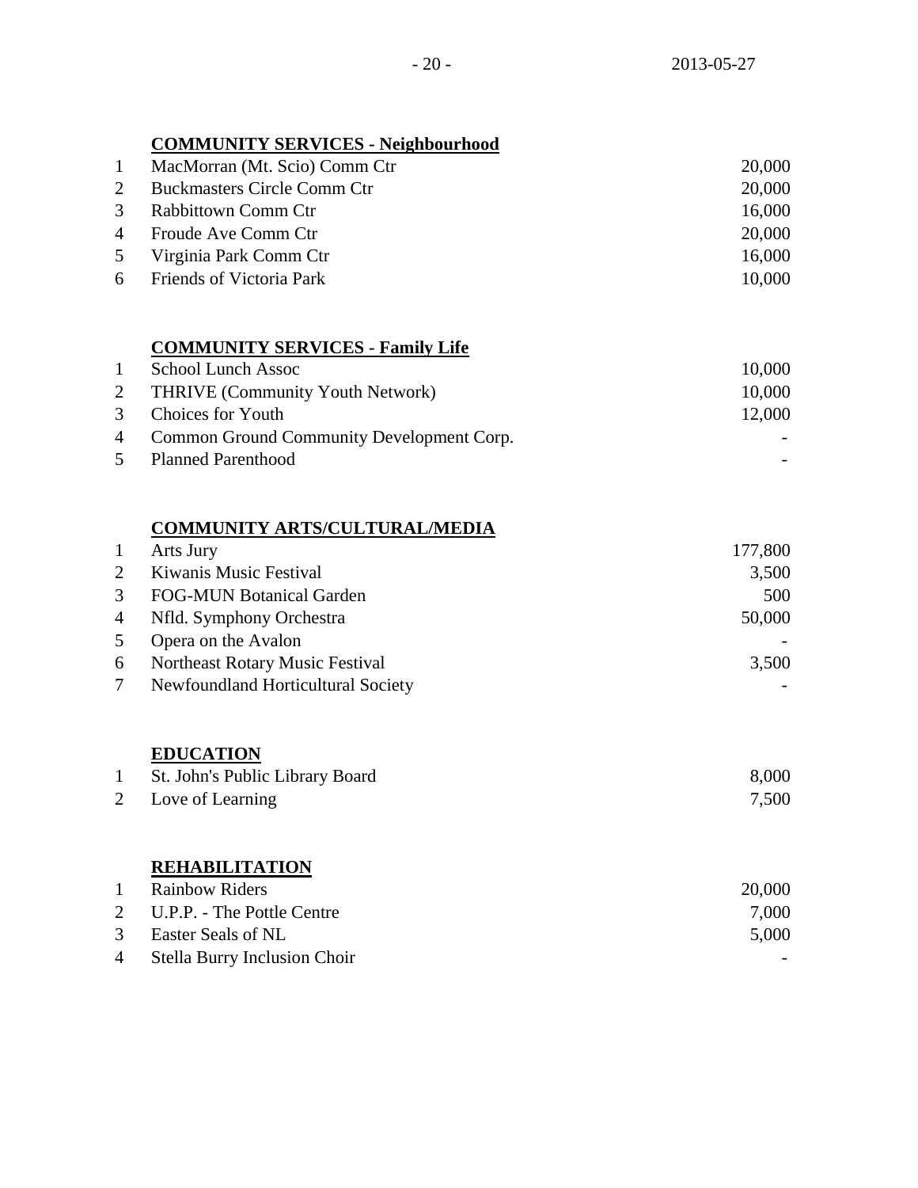**COMMUNITY SERVICES - Neighbourhood**

| | | |
|---|---|---|
| 1 | MacMorran (Mt. Scio) Comm Ctr | 20,000 |
| 2 | Buckmasters Circle Comm Ctr | 20,000 |
| 3 | Rabbittown Comm Ctr | 16,000 |
| 4 | Froude Ave Comm Ctr | 20,000 |
| 5 | Virginia Park Comm Ctr | 16,000 |
| 6 | Friends of Victoria Park | 10,000 |

**COMMUNITY SERVICES - Family Life**

| | | |
|---|---|---|
| 1 | School Lunch Assoc | 10,000 |
| 2 | THRIVE (Community Youth Network) | 10,000 |
| 3 | Choices for Youth | 12,000 |
| 4 | Common Ground Community Development Corp. | - |
| 5 | Planned Parenthood | - |

**COMMUNITY ARTS/CULTURAL/MEDIA**

| | | |
|---|---|---|
| 1 | Arts Jury | 177,800 |
| 2 | Kiwanis Music Festival | 3,500 |
| 3 | FOG-MUN Botanical Garden | 500 |
| 4 | Nfld. Symphony Orchestra | 50,000 |
| 5 | Opera on the Avalon | - |
| 6 | Northeast Rotary Music Festival | 3,500 |
| 7 | Newfoundland Horticultural Society | - |

**EDUCATION**

| | | |
|---|---|---|
| 1 | St. John's Public Library Board | 8,000 |
| 2 | Love of Learning | 7,500 |

**REHABILITATION**

| | | |
|---|---|---|
| 1 | Rainbow Riders | 20,000 |
| 2 | U.P.P. - The Pottle Centre | 7,000 |
| 3 | Easter Seals of NL | 5,000 |
| 4 | Stella Burry Inclusion Choir | - |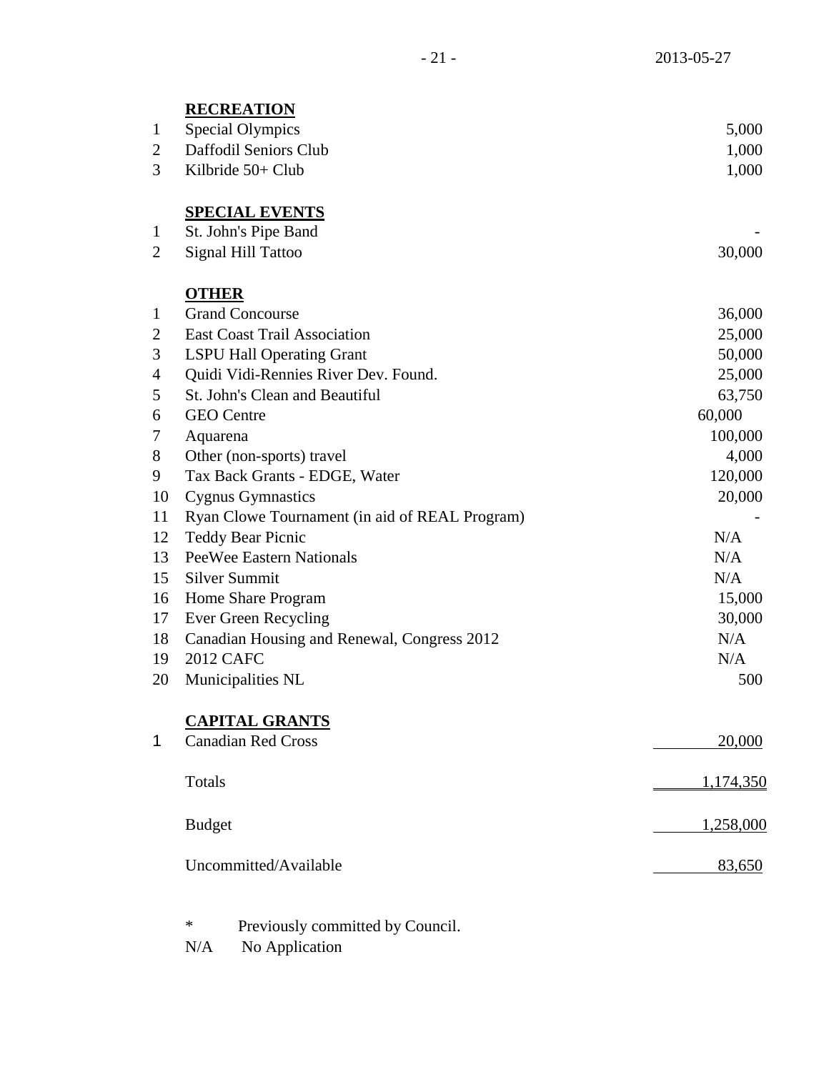| | | |
|---|---|---|
| | **RECREATION** | |
| 1 | Special Olympics | 5,000 |
| 2 | Daffodil Seniors Club | 1,000 |
| 3 | Kilbride 50+ Club | 1,000 |
| | **SPECIAL EVENTS** | |
| 1 | St. John's Pipe Band | - |
| 2 | Signal Hill Tattoo | 30,000 |
| | **OTHER** | |
| 1 | Grand Concourse | 36,000 |
| 2 | East Coast Trail Association | 25,000 |
| 3 | LSPU Hall Operating Grant | 50,000 |
| 4 | Quidi Vidi-Rennies River Dev. Found. | 25,000 |
| 5 | St. John's Clean and Beautiful | 63,750 |
| 6 | GEO Centre | 60,000 |
| 7 | Aquarena | 100,000 |
| 8 | Other (non-sports) travel | 4,000 |
| 9 | Tax Back Grants - EDGE, Water | 120,000 |
| 10 | Cygnus Gymnastics | 20,000 |
| 11 | Ryan Clowe Tournament (in aid of REAL Program) | - |
| 12 | Teddy Bear Picnic | N/A |
| 13 | PeeWee Eastern Nationals | N/A |
| 15 | Silver Summit | N/A |
| 16 | Home Share Program | 15,000 |
| 17 | Ever Green Recycling | 30,000 |
| 18 | Canadian Housing and Renewal, Congress 2012 | N/A |
| 19 | 2012 CAFC | N/A |
| 20 | Municipalities NL | 500 |
| | **CAPITAL GRANTS** | |
| 1 | Canadian Red Cross | 20,000 |
| | Totals | 1,174,350 |
| | Budget | 1,258,000 |
| | Uncommitted/Available | 83,650 |

\* Previously committed by Council.
N/A No Application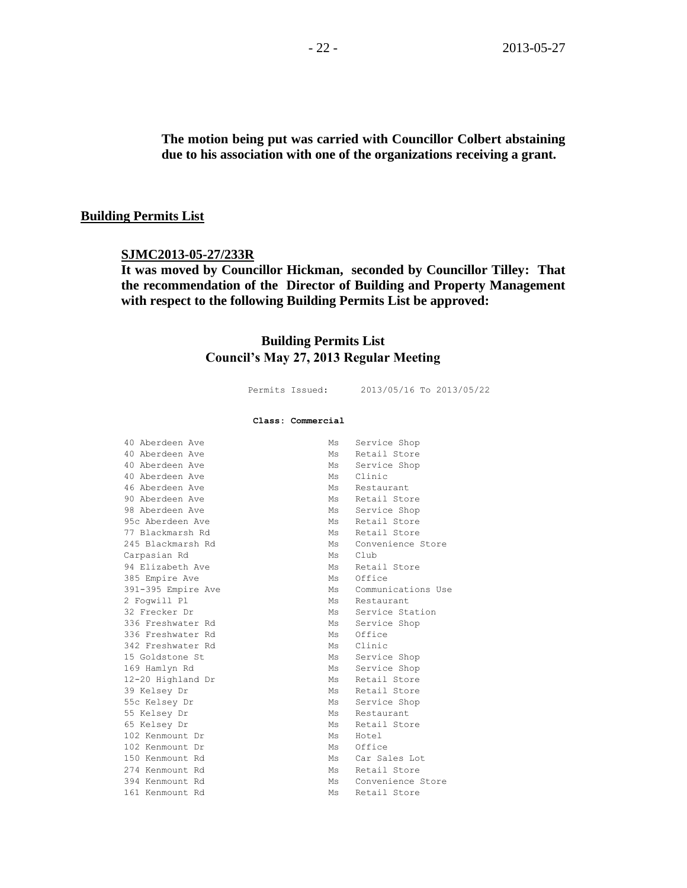**The motion being put was carried with Councillor Colbert abstaining due to his association with one of the organizations receiving a grant.**

## Building Permits List

**SJMC2013-05-27/233R**

**It was moved by Councillor Hickman, seconded by Councillor Tilley: That the recommendation of the Director of Building and Property Management with respect to the following Building Permits List be approved:**

### Building Permits List
### Council's May 27, 2013 Regular Meeting

Permits Issued: 2013/05/16 To 2013/05/22

**Class: Commercial**

| | | |
|---|---|---|
| 40 Aberdeen Ave | Ms | Service Shop |
| 40 Aberdeen Ave | Ms | Retail Store |
| 40 Aberdeen Ave | Ms | Service Shop |
| 40 Aberdeen Ave | Ms | Clinic |
| 46 Aberdeen Ave | Ms | Restaurant |
| 90 Aberdeen Ave | Ms | Retail Store |
| 98 Aberdeen Ave | Ms | Service Shop |
| 95c Aberdeen Ave | Ms | Retail Store |
| 77 Blackmarsh Rd | Ms | Retail Store |
| 245 Blackmarsh Rd | Ms | Convenience Store |
| Carpasian Rd | Ms | Club |
| 94 Elizabeth Ave | Ms | Retail Store |
| 385 Empire Ave | Ms | Office |
| 391-395 Empire Ave | Ms | Communications Use |
| 2 Fogwill Pl | Ms | Restaurant |
| 32 Frecker Dr | Ms | Service Station |
| 336 Freshwater Rd | Ms | Service Shop |
| 336 Freshwater Rd | Ms | Office |
| 342 Freshwater Rd | Ms | Clinic |
| 15 Goldstone St | Ms | Service Shop |
| 169 Hamlyn Rd | Ms | Service Shop |
| 12-20 Highland Dr | Ms | Retail Store |
| 39 Kelsey Dr | Ms | Retail Store |
| 55c Kelsey Dr | Ms | Service Shop |
| 55 Kelsey Dr | Ms | Restaurant |
| 65 Kelsey Dr | Ms | Retail Store |
| 102 Kenmount Dr | Ms | Hotel |
| 102 Kenmount Dr | Ms | Office |
| 150 Kenmount Rd | Ms | Car Sales Lot |
| 274 Kenmount Rd | Ms | Retail Store |
| 394 Kenmount Rd | Ms | Convenience Store |
| 161 Kenmount Rd | Ms | Retail Store |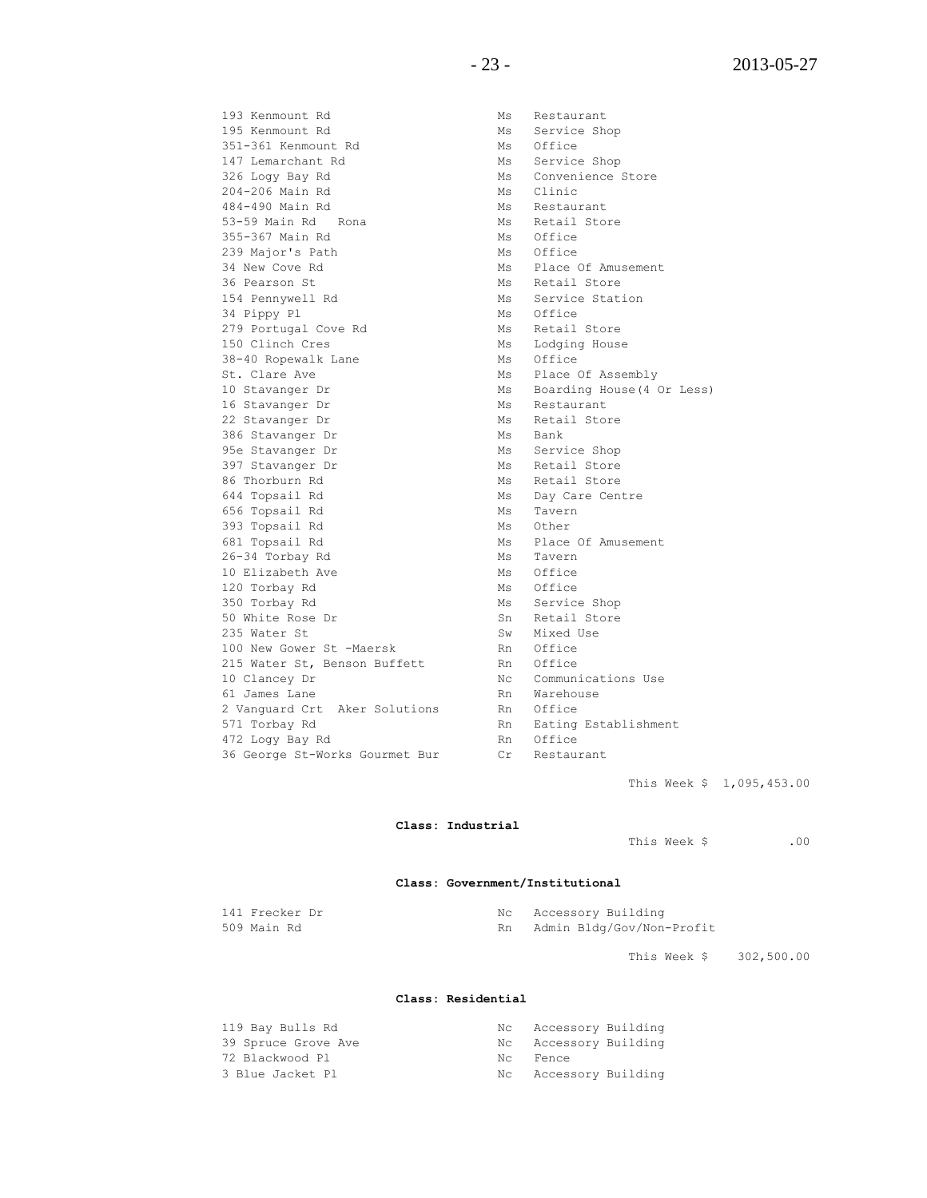| | | |
|---|---|---|
| 193 Kenmount Rd | Ms | Restaurant |
| 195 Kenmount Rd | Ms | Service Shop |
| 351-361 Kenmount Rd | Ms | Office |
| 147 Lemarchant Rd | Ms | Service Shop |
| 326 Logy Bay Rd | Ms | Convenience Store |
| 204-206 Main Rd | Ms | Clinic |
| 484-490 Main Rd | Ms | Restaurant |
| 53-59 Main Rd Rona | Ms | Retail Store |
| 355-367 Main Rd | Ms | Office |
| 239 Major's Path | Ms | Office |
| 34 New Cove Rd | Ms | Place Of Amusement |
| 36 Pearson St | Ms | Retail Store |
| 154 Pennywell Rd | Ms | Service Station |
| 34 Pippy Pl | Ms | Office |
| 279 Portugal Cove Rd | Ms | Retail Store |
| 150 Clinch Cres | Ms | Lodging House |
| 38-40 Ropewalk Lane | Ms | Office |
| St. Clare Ave | Ms | Place Of Assembly |
| 10 Stavanger Dr | Ms | Boarding House(4 Or Less) |
| 16 Stavanger Dr | Ms | Restaurant |
| 22 Stavanger Dr | Ms | Retail Store |
| 386 Stavanger Dr | Ms | Bank |
| 95e Stavanger Dr | Ms | Service Shop |
| 397 Stavanger Dr | Ms | Retail Store |
| 86 Thorburn Rd | Ms | Retail Store |
| 644 Topsail Rd | Ms | Day Care Centre |
| 656 Topsail Rd | Ms | Tavern |
| 393 Topsail Rd | Ms | Other |
| 681 Topsail Rd | Ms | Place Of Amusement |
| 26-34 Torbay Rd | Ms | Tavern |
| 10 Elizabeth Ave | Ms | Office |
| 120 Torbay Rd | Ms | Office |
| 350 Torbay Rd | Ms | Service Shop |
| 50 White Rose Dr | Sn | Retail Store |
| 235 Water St | Sw | Mixed Use |
| 100 New Gower St -Maersk | Rn | Office |
| 215 Water St, Benson Buffett | Rn | Office |
| 10 Clancey Dr | Nc | Communications Use |
| 61 James Lane | Rn | Warehouse |
| 2 Vanguard Crt Aker Solutions | Rn | Office |
| 571 Torbay Rd | Rn | Eating Establishment |
| 472 Logy Bay Rd | Rn | Office |
| 36 George St-Works Gourmet Bur | Cr | Restaurant |

This Week $ 1,095,453.00

**Class: Industrial**

This Week $ .00

**Class: Government/Institutional**

| | | |
|---|---|---|
| 141 Frecker Dr | Nc | Accessory Building |
| 509 Main Rd | Rn | Admin Bldg/Gov/Non-Profit |

This Week $ 302,500.00

**Class: Residential**

| | | |
|---|---|---|
| 119 Bay Bulls Rd | Nc | Accessory Building |
| 39 Spruce Grove Ave | Nc | Accessory Building |
| 72 Blackwood Pl | Nc | Fence |
| 3 Blue Jacket Pl | Nc | Accessory Building |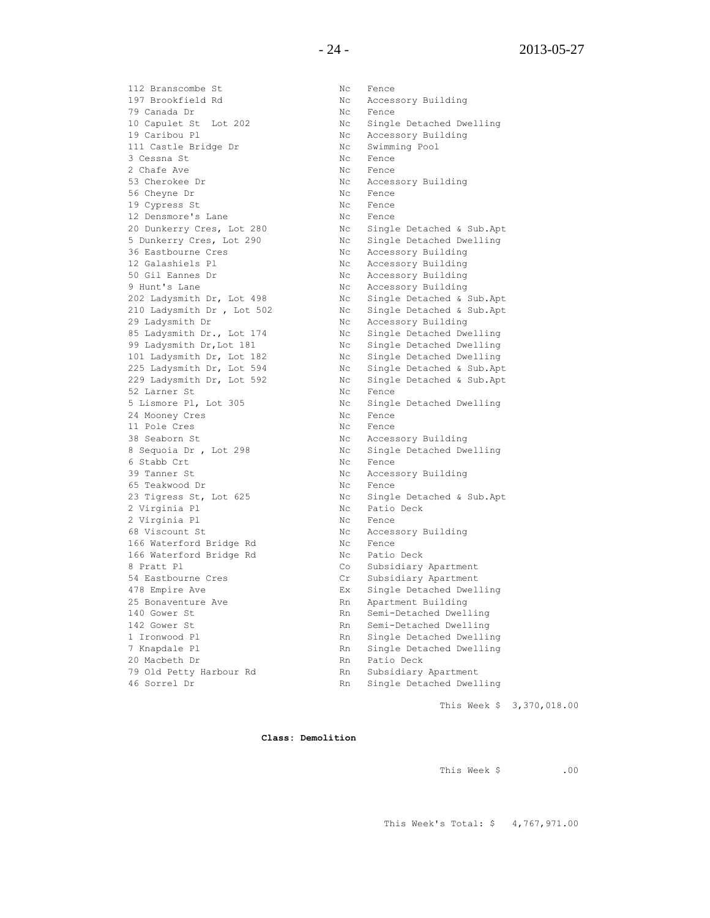| | | |
|---|---|---|
| 112 Branscombe St | Nc | Fence |
| 197 Brookfield Rd | Nc | Accessory Building |
| 79 Canada Dr | Nc | Fence |
| 10 Capulet St Lot 202 | Nc | Single Detached Dwelling |
| 19 Caribou Pl | Nc | Accessory Building |
| 111 Castle Bridge Dr | Nc | Swimming Pool |
| 3 Cessna St | Nc | Fence |
| 2 Chafe Ave | Nc | Fence |
| 53 Cherokee Dr | Nc | Accessory Building |
| 56 Cheyne Dr | Nc | Fence |
| 19 Cypress St | Nc | Fence |
| 12 Densmore's Lane | Nc | Fence |
| 20 Dunkerry Cres, Lot 280 | Nc | Single Detached & Sub.Apt |
| 5 Dunkerry Cres, Lot 290 | Nc | Single Detached Dwelling |
| 36 Eastbourne Cres | Nc | Accessory Building |
| 12 Galashiels Pl | Nc | Accessory Building |
| 50 Gil Eannes Dr | Nc | Accessory Building |
| 9 Hunt's Lane | Nc | Accessory Building |
| 202 Ladysmith Dr, Lot 498 | Nc | Single Detached & Sub.Apt |
| 210 Ladysmith Dr , Lot 502 | Nc | Single Detached & Sub.Apt |
| 29 Ladysmith Dr | Nc | Accessory Building |
| 85 Ladysmith Dr., Lot 174 | Nc | Single Detached Dwelling |
| 99 Ladysmith Dr,Lot 181 | Nc | Single Detached Dwelling |
| 101 Ladysmith Dr, Lot 182 | Nc | Single Detached Dwelling |
| 225 Ladysmith Dr, Lot 594 | Nc | Single Detached & Sub.Apt |
| 229 Ladysmith Dr, Lot 592 | Nc | Single Detached & Sub.Apt |
| 52 Larner St | Nc | Fence |
| 5 Lismore Pl, Lot 305 | Nc | Single Detached Dwelling |
| 24 Mooney Cres | Nc | Fence |
| 11 Pole Cres | Nc | Fence |
| 38 Seaborn St | Nc | Accessory Building |
| 8 Sequoia Dr , Lot 298 | Nc | Single Detached Dwelling |
| 6 Stabb Crt | Nc | Fence |
| 39 Tanner St | Nc | Accessory Building |
| 65 Teakwood Dr | Nc | Fence |
| 23 Tigress St, Lot 625 | Nc | Single Detached & Sub.Apt |
| 2 Virginia Pl | Nc | Patio Deck |
| 2 Virginia Pl | Nc | Fence |
| 68 Viscount St | Nc | Accessory Building |
| 166 Waterford Bridge Rd | Nc | Fence |
| 166 Waterford Bridge Rd | Nc | Patio Deck |
| 8 Pratt Pl | Co | Subsidiary Apartment |
| 54 Eastbourne Cres | Cr | Subsidiary Apartment |
| 478 Empire Ave | Ex | Single Detached Dwelling |
| 25 Bonaventure Ave | Rn | Apartment Building |
| 140 Gower St | Rn | Semi-Detached Dwelling |
| 142 Gower St | Rn | Semi-Detached Dwelling |
| 1 Ironwood Pl | Rn | Single Detached Dwelling |
| 7 Knapdale Pl | Rn | Single Detached Dwelling |
| 20 Macbeth Dr | Rn | Patio Deck |
| 79 Old Petty Harbour Rd | Rn | Subsidiary Apartment |
| 46 Sorrel Dr | Rn | Single Detached Dwelling |

This Week $ 3,370,018.00

**Class: Demolition**

This Week $ .00

This Week's Total: $ 4,767,971.00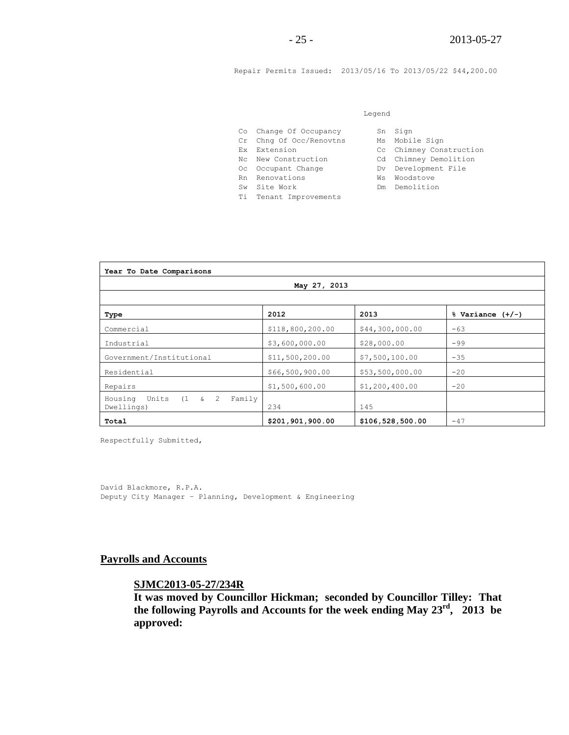Repair Permits Issued: 2013/05/16 To 2013/05/22 $44,200.00

Legend

| | | | |
|---|---|---|---|
| Co | Change Of Occupancy | Sn | Sign |
| Cr | Chng Of Occ/Renovtns | Ms | Mobile Sign |
| Ex | Extension | Cc | Chimney Construction |
| Nc | New Construction | Cd | Chimney Demolition |
| Oc | Occupant Change | Dv | Development File |
| Rn | Renovations | Ws | Woodstove |
| Sw | Site Work | Dm | Demolition |
| Ti | Tenant Improvements | | |

| **Year To Date Comparisons** | | | |
|---|---|---|---|
| **May 27, 2013** | | | |
| **Type** | **2012** | **2013** | **% Variance (+/-)** |
| Commercial | $118,800,200.00 | $44,300,000.00 | -63 |
| Industrial | $3,600,000.00 | $28,000.00 | -99 |
| Government/Institutional | $11,500,200.00 | $7,500,100.00 | -35 |
| Residential | $66,500,900.00 | $53,500,000.00 | -20 |
| Repairs | $1,500,600.00 | $1,200,400.00 | -20 |
| Housing Units (1 & 2 Family Dwellings) | 234 | 145 | |
| **Total** | **$201,901,900.00** | **$106,528,500.00** | -47 |

Respectfully Submitted,

David Blackmore, R.P.A.
Deputy City Manager – Planning, Development & Engineering

## Payrolls and Accounts

**SJMC2013-05-27/234R**

**It was moved by Councillor Hickman; seconded by Councillor Tilley: That the following Payrolls and Accounts for the week ending May 23rd, 2013 be approved:**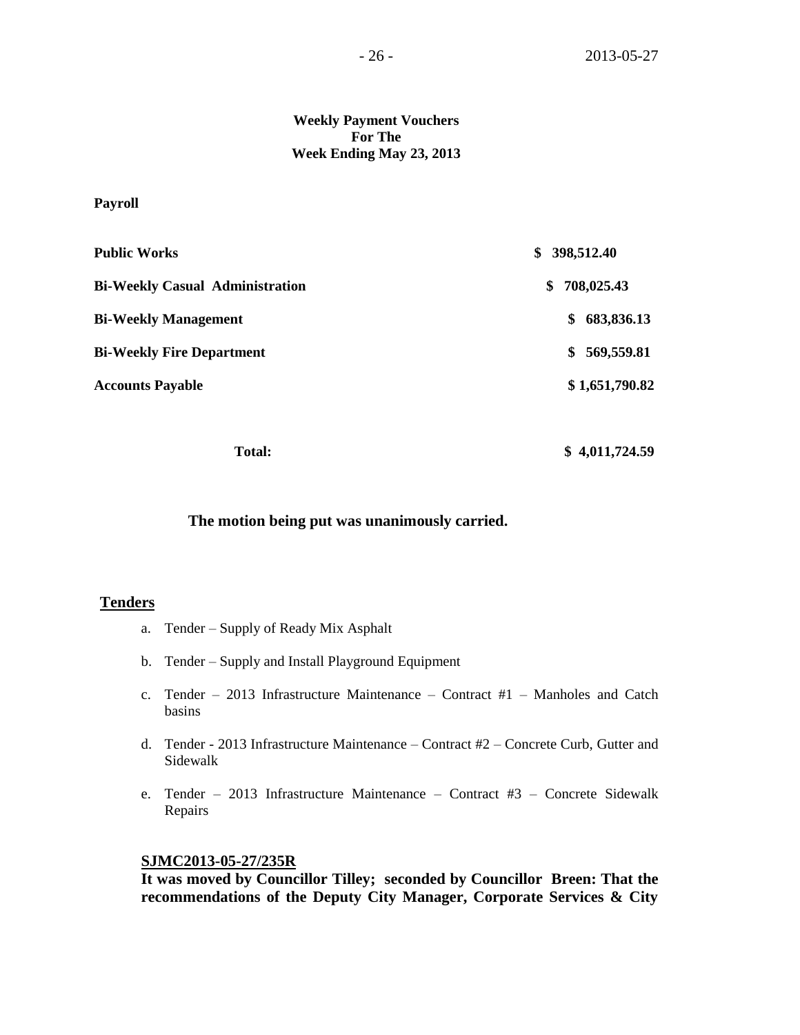**Weekly Payment Vouchers**
**For The**
**Week Ending May 23, 2013**

**Payroll**

| | |
|---|---|
| **Public Works** | **$ 398,512.40** |
| **Bi-Weekly Casual Administration** | **$ 708,025.43** |
| **Bi-Weekly Management** | **$ 683,836.13** |
| **Bi-Weekly Fire Department** | **$ 569,559.81** |
| **Accounts Payable** | **$ 1,651,790.82** |
| **Total:** | **$ 4,011,724.59** |

**The motion being put was unanimously carried.**

## Tenders

a. Tender – Supply of Ready Mix Asphalt

b. Tender – Supply and Install Playground Equipment

c. Tender – 2013 Infrastructure Maintenance – Contract #1 – Manholes and Catch basins

d. Tender - 2013 Infrastructure Maintenance – Contract #2 – Concrete Curb, Gutter and Sidewalk

e. Tender – 2013 Infrastructure Maintenance – Contract #3 – Concrete Sidewalk Repairs

**SJMC2013-05-27/235R**
**It was moved by Councillor Tilley; seconded by Councillor Breen: That the recommendations of the Deputy City Manager, Corporate Services & City**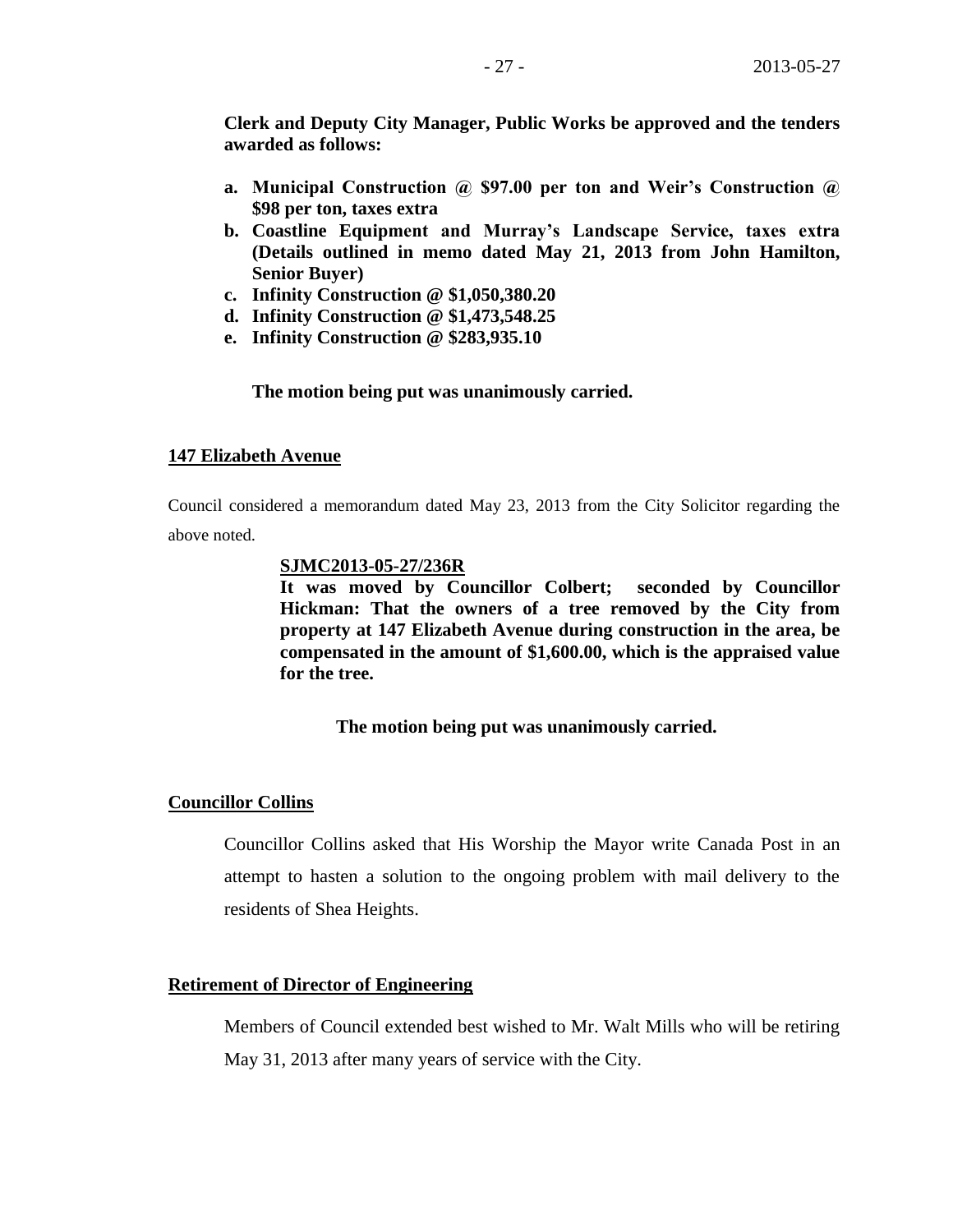**Clerk and Deputy City Manager, Public Works be approved and the tenders awarded as follows:**

- **a. Municipal Construction @ $97.00 per ton and Weir's Construction @ $98 per ton, taxes extra**
- **b. Coastline Equipment and Murray's Landscape Service, taxes extra (Details outlined in memo dated May 21, 2013 from John Hamilton, Senior Buyer)**
- **c. Infinity Construction @ $1,050,380.20**
- **d. Infinity Construction @ $1,473,548.25**
- **e. Infinity Construction @ $283,935.10**

**The motion being put was unanimously carried.**

**<u>147 Elizabeth Avenue</u>**

Council considered a memorandum dated May 23, 2013 from the City Solicitor regarding the above noted.

**<u>SJMC2013-05-27/236R</u>**
**It was moved by Councillor Colbert; seconded by Councillor Hickman: That the owners of a tree removed by the City from property at 147 Elizabeth Avenue during construction in the area, be compensated in the amount of $1,600.00, which is the appraised value for the tree.**

**The motion being put was unanimously carried.**

**<u>Councillor Collins</u>**

Councillor Collins asked that His Worship the Mayor write Canada Post in an attempt to hasten a solution to the ongoing problem with mail delivery to the residents of Shea Heights.

**<u>Retirement of Director of Engineering</u>**

Members of Council extended best wished to Mr. Walt Mills who will be retiring May 31, 2013 after many years of service with the City.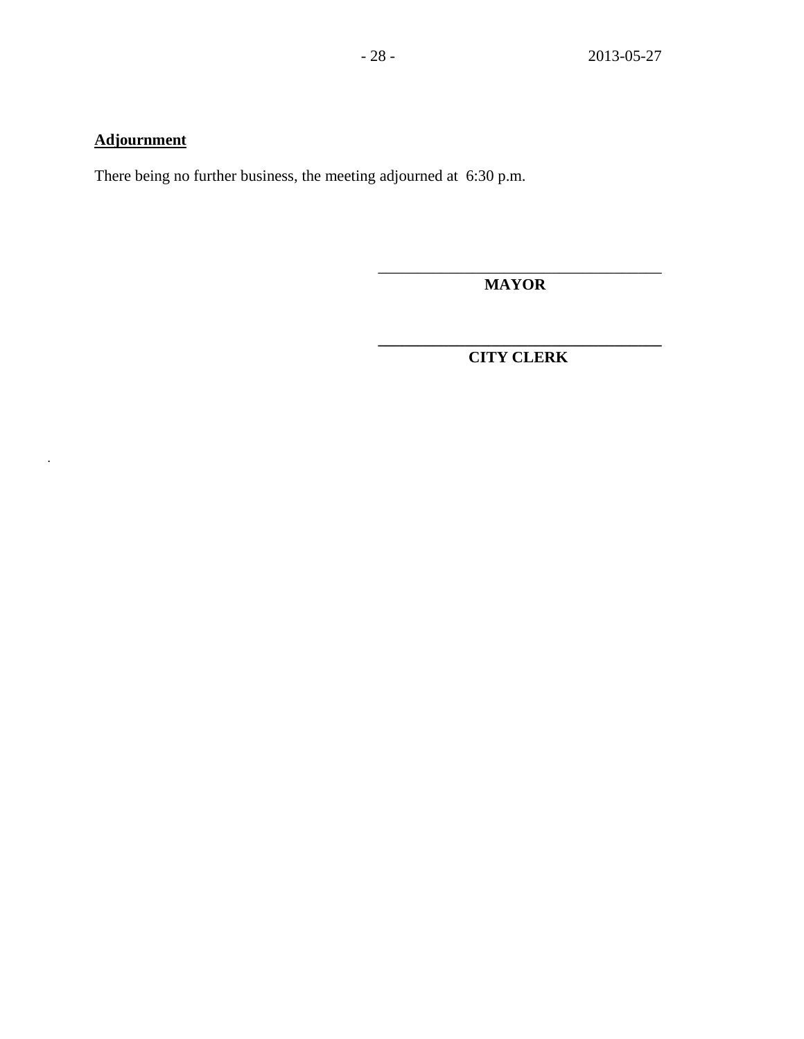**Adjournment**

There being no further business, the meeting adjourned at 6:30 p.m.

\_\_\_\_\_\_\_\_\_\_\_\_\_\_\_\_\_\_\_\_\_\_\_\_\_\_\_\_\_\_\_\_\_\_\_\_

**MAYOR**

\_\_\_\_\_\_\_\_\_\_\_\_\_\_\_\_\_\_\_\_\_\_\_\_\_\_\_\_\_\_\_\_\_\_\_\_

**CITY CLERK**